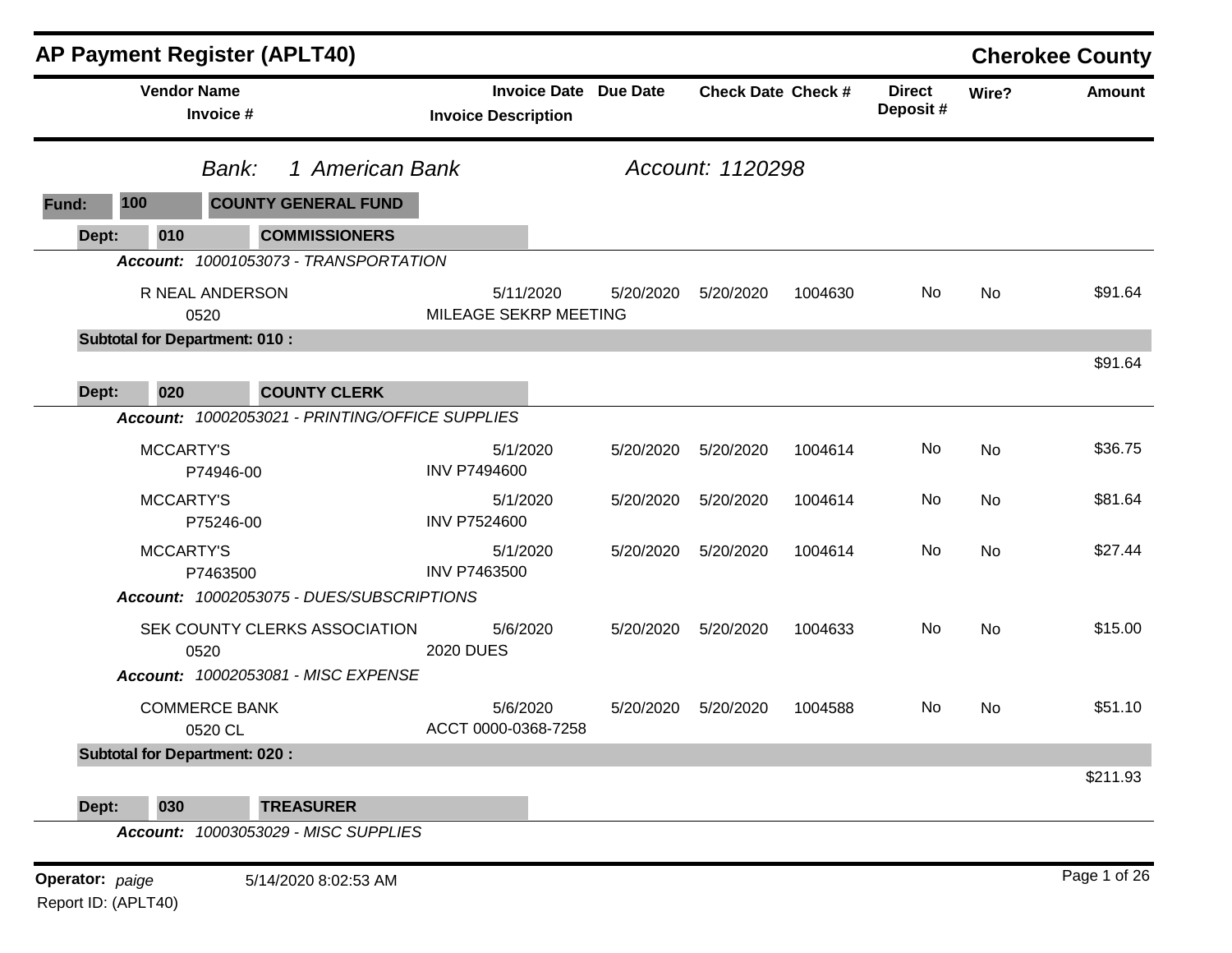# AP Payment Register (APLT40)

**Cherokee County**

*Bank: 1 American Bank* *Account: 1120298*

**Fund: 100 COUNTY GENERAL FUND**

| Vendor Name / Invoice # | Invoice Date / Invoice Description | Due Date | Check Date | Check # | Direct Deposit # | Wire? | Amount |
|---|---|---|---|---|---|---|---|
| **Dept: 010 COMMISSIONERS** | | | | | | | |
| ***Account:*** *10001053073 - TRANSPORTATION* | | | | | | | |
| R NEAL ANDERSON<br>0520 | 5/11/2020<br>MILEAGE SEKRP MEETING | 5/20/2020 | 5/20/2020 | 1004630 | No | No | $91.64 |
| **Subtotal for Department: 010 :** | | | | | | | $91.64 |
| **Dept: 020 COUNTY CLERK** | | | | | | | |
| ***Account:*** *10002053021 - PRINTING/OFFICE SUPPLIES* | | | | | | | |
| MCCARTY'S<br>P74946-00 | 5/1/2020<br>INV P7494600 | 5/20/2020 | 5/20/2020 | 1004614 | No | No | $36.75 |
| MCCARTY'S<br>P75246-00 | 5/1/2020<br>INV P7524600 | 5/20/2020 | 5/20/2020 | 1004614 | No | No | $81.64 |
| MCCARTY'S<br>P7463500 | 5/1/2020<br>INV P7463500 | 5/20/2020 | 5/20/2020 | 1004614 | No | No | $27.44 |
| ***Account:*** *10002053075 - DUES/SUBSCRIPTIONS* | | | | | | | |
| SEK COUNTY CLERKS ASSOCIATION<br>0520 | 5/6/2020<br>2020 DUES | 5/20/2020 | 5/20/2020 | 1004633 | No | No | $15.00 |
| ***Account:*** *10002053081 - MISC EXPENSE* | | | | | | | |
| COMMERCE BANK<br>0520 CL | 5/6/2020<br>ACCT 0000-0368-7258 | 5/20/2020 | 5/20/2020 | 1004588 | No | No | $51.10 |
| **Subtotal for Department: 020 :** | | | | | | | $211.93 |
| **Dept: 030 TREASURER** | | | | | | | |
| ***Account:*** *10003053029 - MISC SUPPLIES* | | | | | | | |

**Operator:** *paige* 5/14/2020 8:02:53 AM

Report ID: (APLT40)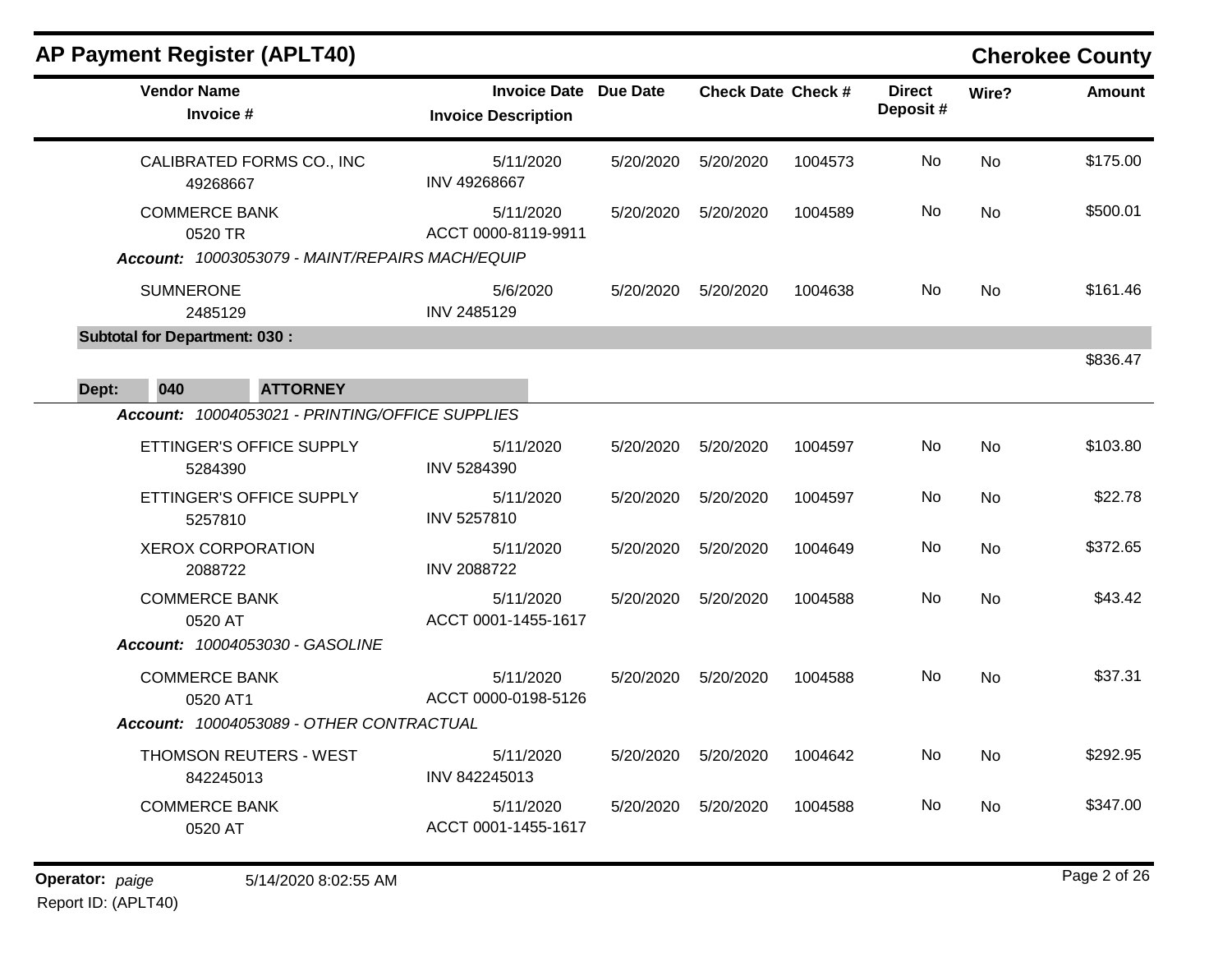## AP Payment Register (APLT40)

**Cherokee County**

| Vendor Name / Invoice # | Invoice Date / Invoice Description | Due Date | Check Date | Check # | Direct Deposit # | Wire? | Amount |
|---|---|---|---|---|---|---|---|
| CALIBRATED FORMS CO., INC<br>49268667 | 5/11/2020<br>INV 49268667 | 5/20/2020 | 5/20/2020 | 1004573 | No | No | $175.00 |
| COMMERCE BANK<br>0520 TR | 5/11/2020<br>ACCT 0000-8119-9911 | 5/20/2020 | 5/20/2020 | 1004589 | No | No | $500.01 |
| ***Account:*** *10003053079 - MAINT/REPAIRS MACH/EQUIP* | | | | | | | |
| SUMNERONE<br>2485129 | 5/6/2020<br>INV 2485129 | 5/20/2020 | 5/20/2020 | 1004638 | No | No | $161.46 |
| **Subtotal for Department: 030 :** | | | | | | | $836.47 |
| **Dept: 040 ATTORNEY** | | | | | | | |
| ***Account:*** *10004053021 - PRINTING/OFFICE SUPPLIES* | | | | | | | |
| ETTINGER'S OFFICE SUPPLY<br>5284390 | 5/11/2020<br>INV 5284390 | 5/20/2020 | 5/20/2020 | 1004597 | No | No | $103.80 |
| ETTINGER'S OFFICE SUPPLY<br>5257810 | 5/11/2020<br>INV 5257810 | 5/20/2020 | 5/20/2020 | 1004597 | No | No | $22.78 |
| XEROX CORPORATION<br>2088722 | 5/11/2020<br>INV 2088722 | 5/20/2020 | 5/20/2020 | 1004649 | No | No | $372.65 |
| COMMERCE BANK<br>0520 AT | 5/11/2020<br>ACCT 0001-1455-1617 | 5/20/2020 | 5/20/2020 | 1004588 | No | No | $43.42 |
| ***Account:*** *10004053030 - GASOLINE* | | | | | | | |
| COMMERCE BANK<br>0520 AT1 | 5/11/2020<br>ACCT 0000-0198-5126 | 5/20/2020 | 5/20/2020 | 1004588 | No | No | $37.31 |
| ***Account:*** *10004053089 - OTHER CONTRACTUAL* | | | | | | | |
| THOMSON REUTERS - WEST<br>842245013 | 5/11/2020<br>INV 842245013 | 5/20/2020 | 5/20/2020 | 1004642 | No | No | $292.95 |
| COMMERCE BANK<br>0520 AT | 5/11/2020<br>ACCT 0001-1455-1617 | 5/20/2020 | 5/20/2020 | 1004588 | No | No | $347.00 |

**Operator:** *paige* 5/14/2020 8:02:55 AM

Report ID: (APLT40)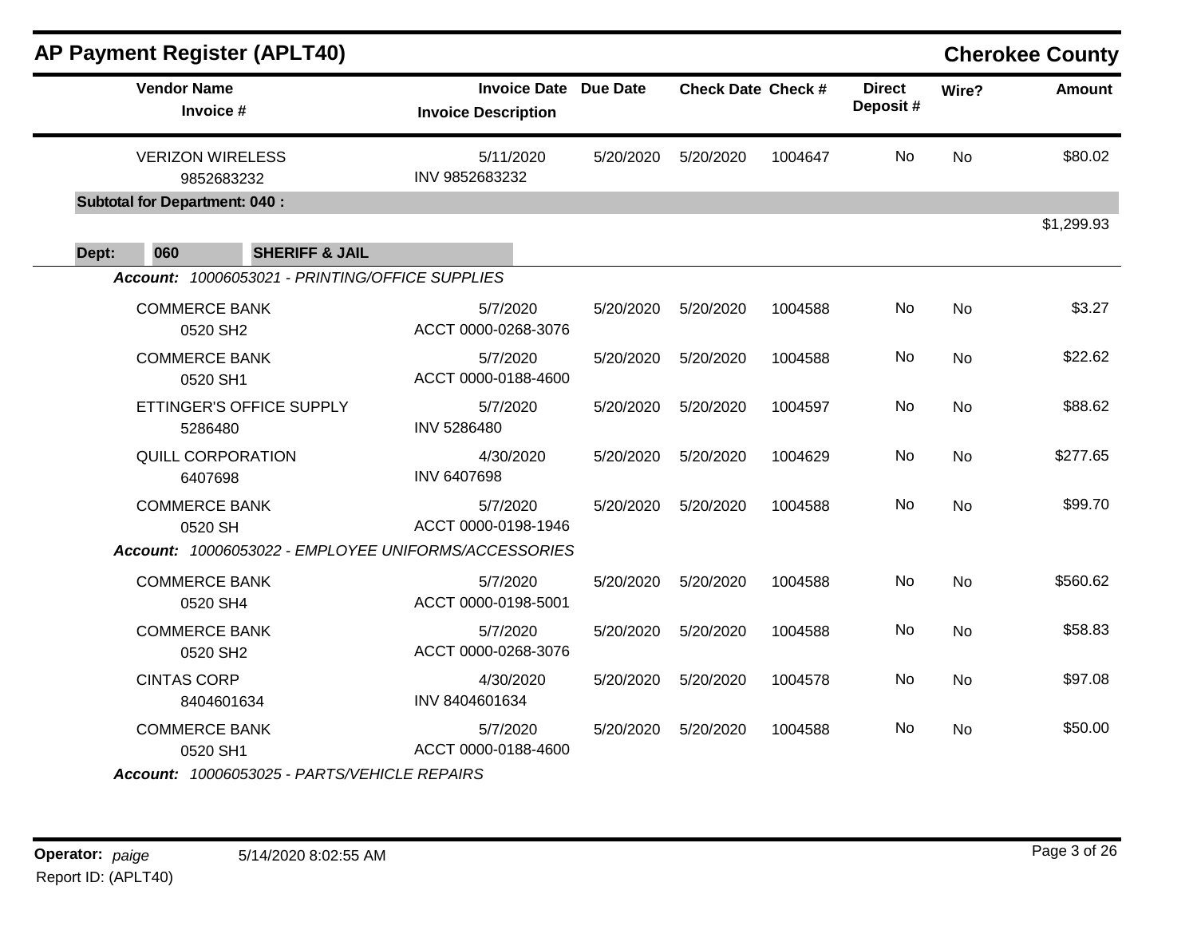## AP Payment Register (APLT40)

**Cherokee County**

| Vendor Name / Invoice # | Invoice Date / Invoice Description | Due Date | Check Date | Check # | Direct Deposit # | Wire? | Amount |
|---|---|---|---|---|---|---|---|
| VERIZON WIRELESS<br>9852683232 | 5/11/2020<br>INV 9852683232 | 5/20/2020 | 5/20/2020 | 1004647 | No | No | $80.02 |
| **Subtotal for Department: 040 :** | | | | | | | $1,299.93 |

**Dept: 060 SHERIFF & JAIL**

***Account:* *10006053021 - PRINTING/OFFICE SUPPLIES***

| Vendor Name / Invoice # | Invoice Date / Invoice Description | Due Date | Check Date | Check # | Direct Deposit # | Wire? | Amount |
|---|---|---|---|---|---|---|---|
| COMMERCE BANK<br>0520 SH2 | 5/7/2020<br>ACCT 0000-0268-3076 | 5/20/2020 | 5/20/2020 | 1004588 | No | No | $3.27 |
| COMMERCE BANK<br>0520 SH1 | 5/7/2020<br>ACCT 0000-0188-4600 | 5/20/2020 | 5/20/2020 | 1004588 | No | No | $22.62 |
| ETTINGER'S OFFICE SUPPLY<br>5286480 | 5/7/2020<br>INV 5286480 | 5/20/2020 | 5/20/2020 | 1004597 | No | No | $88.62 |
| QUILL CORPORATION<br>6407698 | 4/30/2020<br>INV 6407698 | 5/20/2020 | 5/20/2020 | 1004629 | No | No | $277.65 |
| COMMERCE BANK<br>0520 SH | 5/7/2020<br>ACCT 0000-0198-1946 | 5/20/2020 | 5/20/2020 | 1004588 | No | No | $99.70 |

***Account:* *10006053022 - EMPLOYEE UNIFORMS/ACCESSORIES***

| Vendor Name / Invoice # | Invoice Date / Invoice Description | Due Date | Check Date | Check # | Direct Deposit # | Wire? | Amount |
|---|---|---|---|---|---|---|---|
| COMMERCE BANK<br>0520 SH4 | 5/7/2020<br>ACCT 0000-0198-5001 | 5/20/2020 | 5/20/2020 | 1004588 | No | No | $560.62 |
| COMMERCE BANK<br>0520 SH2 | 5/7/2020<br>ACCT 0000-0268-3076 | 5/20/2020 | 5/20/2020 | 1004588 | No | No | $58.83 |
| CINTAS CORP<br>8404601634 | 4/30/2020<br>INV 8404601634 | 5/20/2020 | 5/20/2020 | 1004578 | No | No | $97.08 |
| COMMERCE BANK<br>0520 SH1 | 5/7/2020<br>ACCT 0000-0188-4600 | 5/20/2020 | 5/20/2020 | 1004588 | No | No | $50.00 |

***Account:* *10006053025 - PARTS/VEHICLE REPAIRS***

**Operator:** *paige* 5/14/2020 8:02:55 AM
Report ID: (APLT40)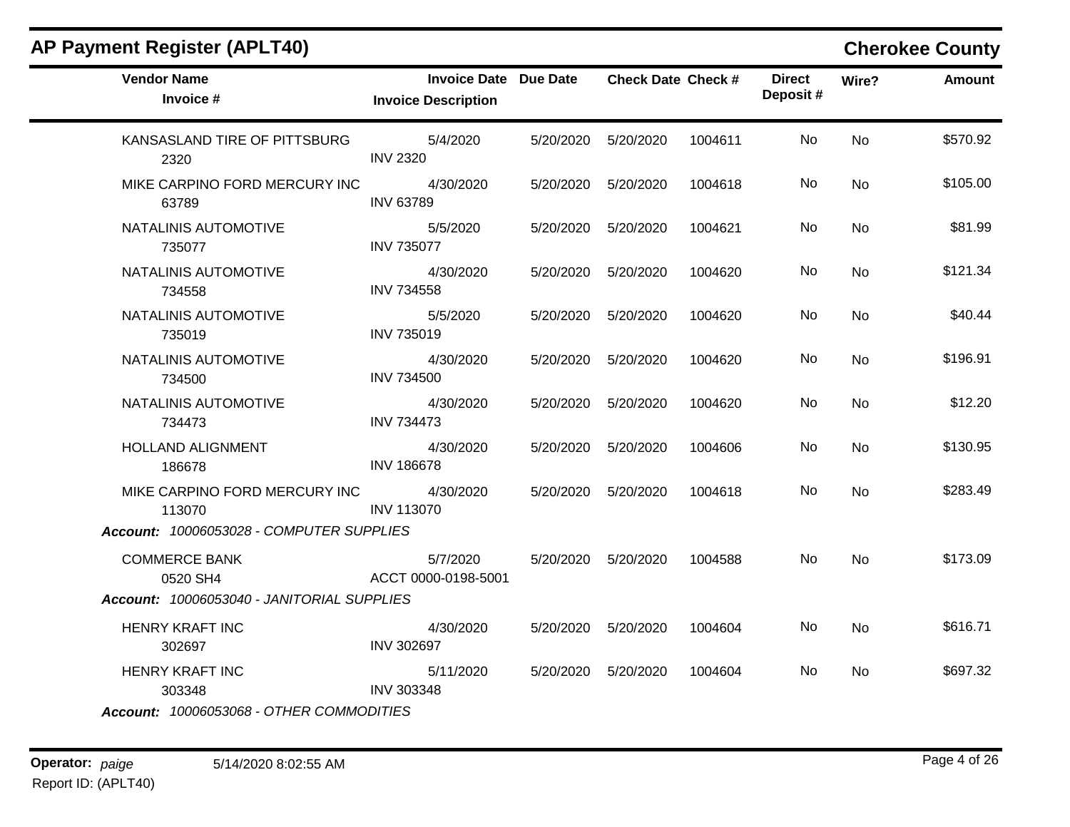## AP Payment Register (APLT40)

**Cherokee County**

| Vendor Name / Invoice # | Invoice Date / Invoice Description | Due Date | Check Date | Check # | Direct Deposit # | Wire? | Amount |
|---|---|---|---|---|---|---|---|
| KANSASLAND TIRE OF PITTSBURG<br>2320 | 5/4/2020<br>INV 2320 | 5/20/2020 | 5/20/2020 | 1004611 | No | No | $570.92 |
| MIKE CARPINO FORD MERCURY INC<br>63789 | 4/30/2020<br>INV 63789 | 5/20/2020 | 5/20/2020 | 1004618 | No | No | $105.00 |
| NATALINIS AUTOMOTIVE<br>735077 | 5/5/2020<br>INV 735077 | 5/20/2020 | 5/20/2020 | 1004621 | No | No | $81.99 |
| NATALINIS AUTOMOTIVE<br>734558 | 4/30/2020<br>INV 734558 | 5/20/2020 | 5/20/2020 | 1004620 | No | No | $121.34 |
| NATALINIS AUTOMOTIVE<br>735019 | 5/5/2020<br>INV 735019 | 5/20/2020 | 5/20/2020 | 1004620 | No | No | $40.44 |
| NATALINIS AUTOMOTIVE<br>734500 | 4/30/2020<br>INV 734500 | 5/20/2020 | 5/20/2020 | 1004620 | No | No | $196.91 |
| NATALINIS AUTOMOTIVE<br>734473 | 4/30/2020<br>INV 734473 | 5/20/2020 | 5/20/2020 | 1004620 | No | No | $12.20 |
| HOLLAND ALIGNMENT<br>186678 | 4/30/2020<br>INV 186678 | 5/20/2020 | 5/20/2020 | 1004606 | No | No | $130.95 |
| MIKE CARPINO FORD MERCURY INC<br>113070 | 4/30/2020<br>INV 113070 | 5/20/2020 | 5/20/2020 | 1004618 | No | No | $283.49 |
| ***Account:*** *10006053028 - COMPUTER SUPPLIES* | | | | | | | |
| COMMERCE BANK<br>0520 SH4 | 5/7/2020<br>ACCT 0000-0198-5001 | 5/20/2020 | 5/20/2020 | 1004588 | No | No | $173.09 |
| ***Account:*** *10006053040 - JANITORIAL SUPPLIES* | | | | | | | |
| HENRY KRAFT INC<br>302697 | 4/30/2020<br>INV 302697 | 5/20/2020 | 5/20/2020 | 1004604 | No | No | $616.71 |
| HENRY KRAFT INC<br>303348 | 5/11/2020<br>INV 303348 | 5/20/2020 | 5/20/2020 | 1004604 | No | No | $697.32 |
| ***Account:*** *10006053068 - OTHER COMMODITIES* | | | | | | | |

**Operator:** *paige* 5/14/2020 8:02:55 AM
Report ID: (APLT40)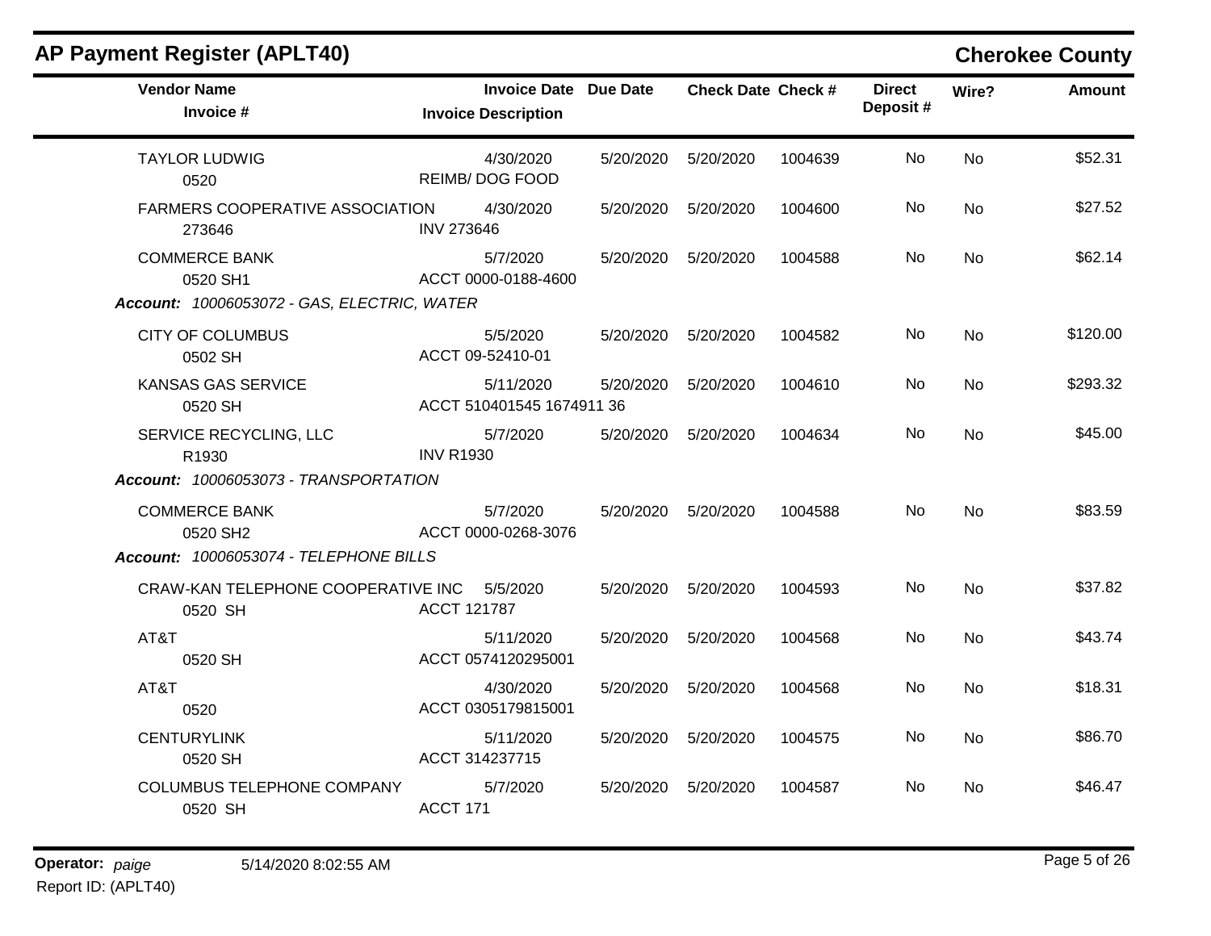## AP Payment Register (APLT40)

**Cherokee County**

| Vendor Name / Invoice # | Invoice Date / Invoice Description | Due Date | Check Date | Check # | Direct Deposit # | Wire? | Amount |
|---|---|---|---|---|---|---|---|
| TAYLOR LUDWIG<br>0520 | 4/30/2020<br>REIMB/ DOG FOOD | 5/20/2020 | 5/20/2020 | 1004639 | No | No | $52.31 |
| FARMERS COOPERATIVE ASSOCIATION<br>273646 | 4/30/2020<br>INV 273646 | 5/20/2020 | 5/20/2020 | 1004600 | No | No | $27.52 |
| COMMERCE BANK<br>0520 SH1 | 5/7/2020<br>ACCT 0000-0188-4600 | 5/20/2020 | 5/20/2020 | 1004588 | No | No | $62.14 |
| ***Account:** 10006053072 - GAS, ELECTRIC, WATER* | | | | | | | |
| CITY OF COLUMBUS<br>0502 SH | 5/5/2020<br>ACCT 09-52410-01 | 5/20/2020 | 5/20/2020 | 1004582 | No | No | $120.00 |
| KANSAS GAS SERVICE<br>0520 SH | 5/11/2020<br>ACCT 510401545 1674911 36 | 5/20/2020 | 5/20/2020 | 1004610 | No | No | $293.32 |
| SERVICE RECYCLING, LLC<br>R1930 | 5/7/2020<br>INV R1930 | 5/20/2020 | 5/20/2020 | 1004634 | No | No | $45.00 |
| ***Account:** 10006053073 - TRANSPORTATION* | | | | | | | |
| COMMERCE BANK<br>0520 SH2 | 5/7/2020<br>ACCT 0000-0268-3076 | 5/20/2020 | 5/20/2020 | 1004588 | No | No | $83.59 |
| ***Account:** 10006053074 - TELEPHONE BILLS* | | | | | | | |
| CRAW-KAN TELEPHONE COOPERATIVE INC<br>0520 SH | 5/5/2020<br>ACCT 121787 | 5/20/2020 | 5/20/2020 | 1004593 | No | No | $37.82 |
| AT&T<br>0520 SH | 5/11/2020<br>ACCT 0574120295001 | 5/20/2020 | 5/20/2020 | 1004568 | No | No | $43.74 |
| AT&T<br>0520 | 4/30/2020<br>ACCT 0305179815001 | 5/20/2020 | 5/20/2020 | 1004568 | No | No | $18.31 |
| CENTURYLINK<br>0520 SH | 5/11/2020<br>ACCT 314237715 | 5/20/2020 | 5/20/2020 | 1004575 | No | No | $86.70 |
| COLUMBUS TELEPHONE COMPANY<br>0520 SH | 5/7/2020<br>ACCT 171 | 5/20/2020 | 5/20/2020 | 1004587 | No | No | $46.47 |

**Operator:** *paige* 5/14/2020 8:02:55 AM
Report ID: (APLT40)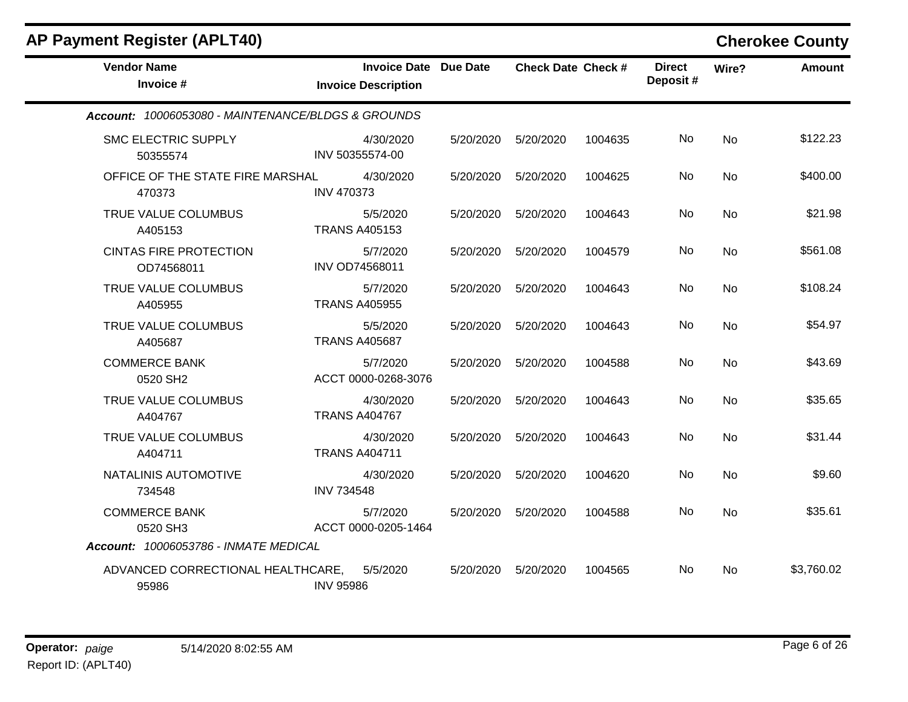# AP Payment Register (APLT40)

**Cherokee County**

| Vendor Name / Invoice # | Invoice Date / Invoice Description | Due Date | Check Date | Check # | Direct Deposit # | Wire? | Amount |
|---|---|---|---|---|---|---|---|
| ***Account:*** *10006053080 - MAINTENANCE/BLDGS & GROUNDS* | | | | | | | |
| SMC ELECTRIC SUPPLY<br>50355574 | 4/30/2020<br>INV 50355574-00 | 5/20/2020 | 5/20/2020 | 1004635 | No | No | $122.23 |
| OFFICE OF THE STATE FIRE MARSHAL<br>470373 | 4/30/2020<br>INV 470373 | 5/20/2020 | 5/20/2020 | 1004625 | No | No | $400.00 |
| TRUE VALUE COLUMBUS<br>A405153 | 5/5/2020<br>TRANS A405153 | 5/20/2020 | 5/20/2020 | 1004643 | No | No | $21.98 |
| CINTAS FIRE PROTECTION<br>OD74568011 | 5/7/2020<br>INV OD74568011 | 5/20/2020 | 5/20/2020 | 1004579 | No | No | $561.08 |
| TRUE VALUE COLUMBUS<br>A405955 | 5/7/2020<br>TRANS A405955 | 5/20/2020 | 5/20/2020 | 1004643 | No | No | $108.24 |
| TRUE VALUE COLUMBUS<br>A405687 | 5/5/2020<br>TRANS A405687 | 5/20/2020 | 5/20/2020 | 1004643 | No | No | $54.97 |
| COMMERCE BANK<br>0520 SH2 | 5/7/2020<br>ACCT 0000-0268-3076 | 5/20/2020 | 5/20/2020 | 1004588 | No | No | $43.69 |
| TRUE VALUE COLUMBUS<br>A404767 | 4/30/2020<br>TRANS A404767 | 5/20/2020 | 5/20/2020 | 1004643 | No | No | $35.65 |
| TRUE VALUE COLUMBUS<br>A404711 | 4/30/2020<br>TRANS A404711 | 5/20/2020 | 5/20/2020 | 1004643 | No | No | $31.44 |
| NATALINIS AUTOMOTIVE<br>734548 | 4/30/2020<br>INV 734548 | 5/20/2020 | 5/20/2020 | 1004620 | No | No | $9.60 |
| COMMERCE BANK<br>0520 SH3 | 5/7/2020<br>ACCT 0000-0205-1464 | 5/20/2020 | 5/20/2020 | 1004588 | No | No | $35.61 |
| ***Account:*** *10006053786 - INMATE MEDICAL* | | | | | | | |
| ADVANCED CORRECTIONAL HEALTHCARE,<br>95986 | 5/5/2020<br>INV 95986 | 5/20/2020 | 5/20/2020 | 1004565 | No | No | $3,760.02 |

**Operator:** *paige* 5/14/2020 8:02:55 AM

Report ID: (APLT40)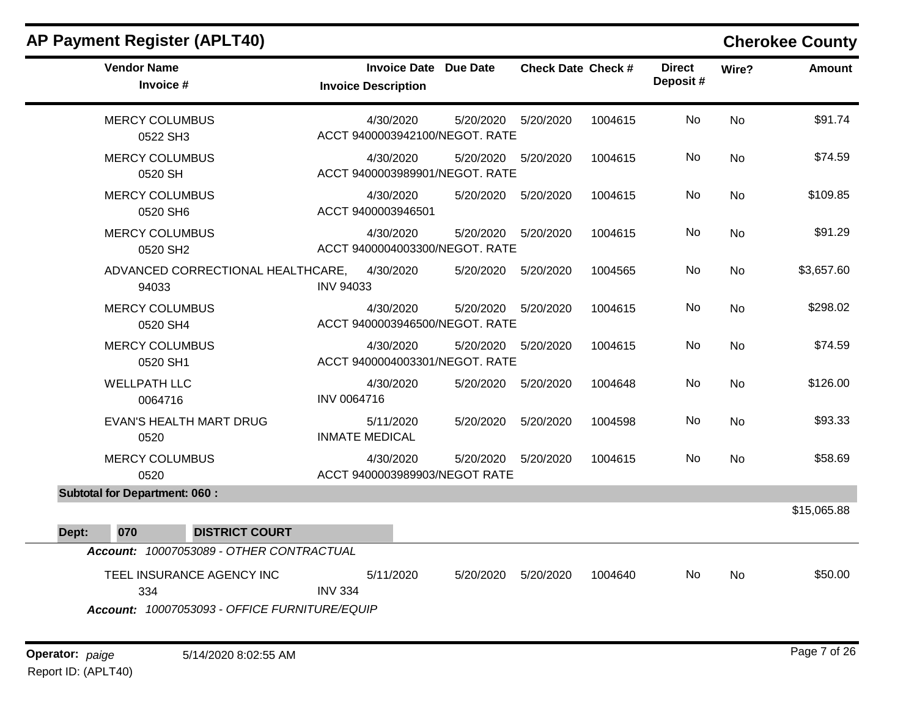## AP Payment Register (APLT40)

**Cherokee County**

| Vendor Name / Invoice # | Invoice Date / Invoice Description | Due Date | Check Date | Check # | Direct Deposit # | Wire? | Amount |
|---|---|---|---|---|---|---|---|
| MERCY COLUMBUS<br>0522 SH3 | 4/30/2020<br>ACCT 9400003942100/NEGOT. RATE | 5/20/2020 | 5/20/2020 | 1004615 | No | No | $91.74 |
| MERCY COLUMBUS<br>0520 SH | 4/30/2020<br>ACCT 9400003989901/NEGOT. RATE | 5/20/2020 | 5/20/2020 | 1004615 | No | No | $74.59 |
| MERCY COLUMBUS<br>0520 SH6 | 4/30/2020<br>ACCT 9400003946501 | 5/20/2020 | 5/20/2020 | 1004615 | No | No | $109.85 |
| MERCY COLUMBUS<br>0520 SH2 | 4/30/2020<br>ACCT 9400004003300/NEGOT. RATE | 5/20/2020 | 5/20/2020 | 1004615 | No | No | $91.29 |
| ADVANCED CORRECTIONAL HEALTHCARE,<br>94033 | 4/30/2020<br>INV 94033 | 5/20/2020 | 5/20/2020 | 1004565 | No | No | $3,657.60 |
| MERCY COLUMBUS<br>0520 SH4 | 4/30/2020<br>ACCT 9400003946500/NEGOT. RATE | 5/20/2020 | 5/20/2020 | 1004615 | No | No | $298.02 |
| MERCY COLUMBUS<br>0520 SH1 | 4/30/2020<br>ACCT 9400004003301/NEGOT. RATE | 5/20/2020 | 5/20/2020 | 1004615 | No | No | $74.59 |
| WELLPATH LLC<br>0064716 | 4/30/2020<br>INV 0064716 | 5/20/2020 | 5/20/2020 | 1004648 | No | No | $126.00 |
| EVAN'S HEALTH MART DRUG<br>0520 | 5/11/2020<br>INMATE MEDICAL | 5/20/2020 | 5/20/2020 | 1004598 | No | No | $93.33 |
| MERCY COLUMBUS<br>0520 | 4/30/2020<br>ACCT 9400003989903/NEGOT RATE | 5/20/2020 | 5/20/2020 | 1004615 | No | No | $58.69 |
| **Subtotal for Department: 060 :** | | | | | | | $15,065.88 |

**Dept: 070 DISTRICT COURT**

*Account: 10007053089 - OTHER CONTRACTUAL*

| Vendor Name / Invoice # | Invoice Date / Invoice Description | Due Date | Check Date | Check # | Direct Deposit # | Wire? | Amount |
|---|---|---|---|---|---|---|---|
| TEEL INSURANCE AGENCY INC<br>334 | 5/11/2020<br>INV 334 | 5/20/2020 | 5/20/2020 | 1004640 | No | No | $50.00 |

*Account: 10007053093 - OFFICE FURNITURE/EQUIP*

Operator: *paige* 5/14/2020 8:02:55 AM

Report ID: (APLT40)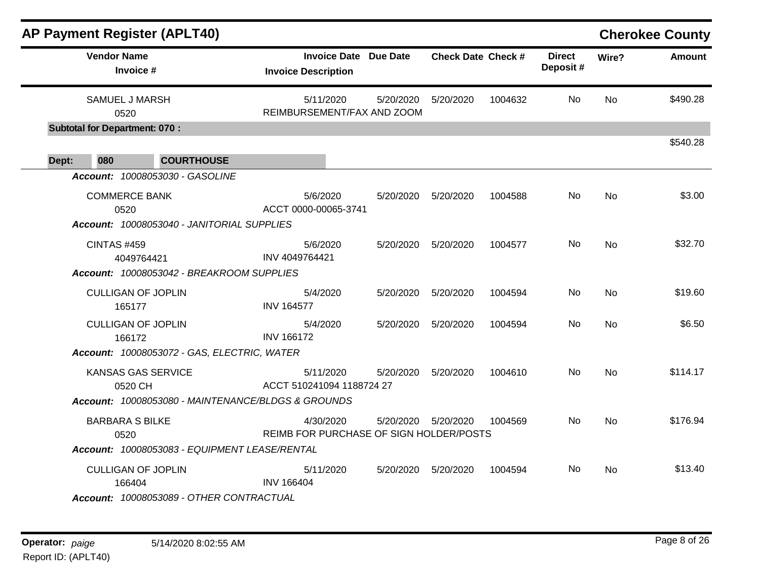## AP Payment Register (APLT40) — Cherokee County

| Vendor Name / Invoice # | Invoice Date / Invoice Description | Due Date | Check Date | Check # | Direct Deposit # | Wire? | Amount |
|---|---|---|---|---|---|---|---|
| SAMUEL J MARSH<br>0520 | 5/11/2020<br>REIMBURSEMENT/FAX AND ZOOM | 5/20/2020 | 5/20/2020 | 1004632 | No | No | $490.28 |
| **Subtotal for Department: 070 :** | | | | | | | $540.28 |

**Dept: 080 COURTHOUSE**

| Vendor Name / Invoice # | Invoice Date / Invoice Description | Due Date | Check Date | Check # | Direct Deposit # | Wire? | Amount |
|---|---|---|---|---|---|---|---|
| ***Account: 10008053030 - GASOLINE*** | | | | | | | |
| COMMERCE BANK<br>0520 | 5/6/2020<br>ACCT 0000-00065-3741 | 5/20/2020 | 5/20/2020 | 1004588 | No | No | $3.00 |
| ***Account: 10008053040 - JANITORIAL SUPPLIES*** | | | | | | | |
| CINTAS #459<br>4049764421 | 5/6/2020<br>INV 4049764421 | 5/20/2020 | 5/20/2020 | 1004577 | No | No | $32.70 |
| ***Account: 10008053042 - BREAKROOM SUPPLIES*** | | | | | | | |
| CULLIGAN OF JOPLIN<br>165177 | 5/4/2020<br>INV 164577 | 5/20/2020 | 5/20/2020 | 1004594 | No | No | $19.60 |
| CULLIGAN OF JOPLIN<br>166172 | 5/4/2020<br>INV 166172 | 5/20/2020 | 5/20/2020 | 1004594 | No | No | $6.50 |
| ***Account: 10008053072 - GAS, ELECTRIC, WATER*** | | | | | | | |
| KANSAS GAS SERVICE<br>0520 CH | 5/11/2020<br>ACCT 510241094 1188724 27 | 5/20/2020 | 5/20/2020 | 1004610 | No | No | $114.17 |
| ***Account: 10008053080 - MAINTENANCE/BLDGS & GROUNDS*** | | | | | | | |
| BARBARA S BILKE<br>0520 | 4/30/2020<br>REIMB FOR PURCHASE OF SIGN HOLDER/POSTS | 5/20/2020 | 5/20/2020 | 1004569 | No | No | $176.94 |
| ***Account: 10008053083 - EQUIPMENT LEASE/RENTAL*** | | | | | | | |
| CULLIGAN OF JOPLIN<br>166404 | 5/11/2020<br>INV 166404 | 5/20/2020 | 5/20/2020 | 1004594 | No | No | $13.40 |
| ***Account: 10008053089 - OTHER CONTRACTUAL*** | | | | | | | |

**Operator:** *paige* 5/14/2020 8:02:55 AM
Report ID: (APLT40)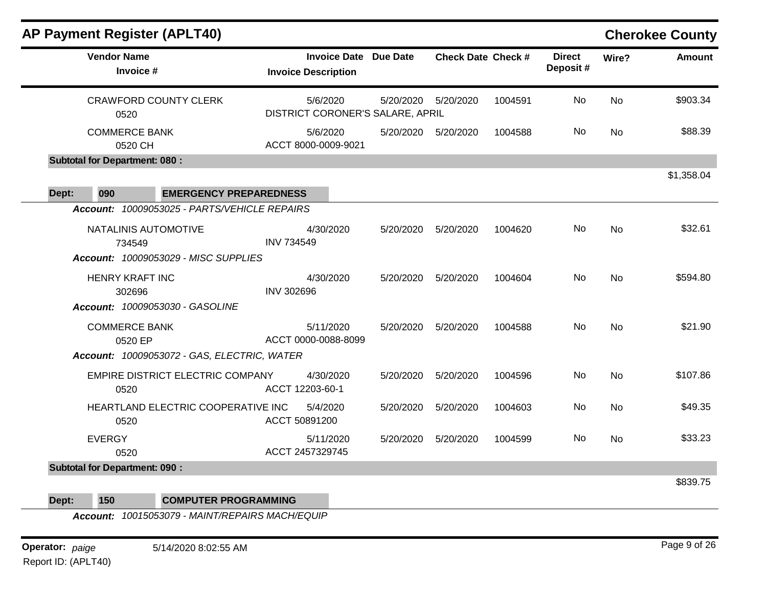# AP Payment Register (APLT40)

## Cherokee County

| Vendor Name / Invoice # | Invoice Date / Invoice Description | Due Date | Check Date | Check # | Direct Deposit # | Wire? | Amount |
|---|---|---|---|---|---|---|---|
| CRAWFORD COUNTY CLERK<br>0520 | 5/6/2020<br>DISTRICT CORONER'S SALARE, APRIL | 5/20/2020 | 5/20/2020 | 1004591 | No | No | $903.34 |
| COMMERCE BANK<br>0520 CH | 5/6/2020<br>ACCT 8000-0009-9021 | 5/20/2020 | 5/20/2020 | 1004588 | No | No | $88.39 |
| **Subtotal for Department: 080 :** | | | | | | | $1,358.04 |

**Dept: 090 EMERGENCY PREPAREDNESS**

| Vendor Name / Invoice # | Invoice Date / Invoice Description | Due Date | Check Date | Check # | Direct Deposit # | Wire? | Amount |
|---|---|---|---|---|---|---|---|
| ***Account: 10009053025 - PARTS/VEHICLE REPAIRS*** | | | | | | | |
| NATALINIS AUTOMOTIVE<br>734549 | 4/30/2020<br>INV 734549 | 5/20/2020 | 5/20/2020 | 1004620 | No | No | $32.61 |
| ***Account: 10009053029 - MISC SUPPLIES*** | | | | | | | |
| HENRY KRAFT INC<br>302696 | 4/30/2020<br>INV 302696 | 5/20/2020 | 5/20/2020 | 1004604 | No | No | $594.80 |
| ***Account: 10009053030 - GASOLINE*** | | | | | | | |
| COMMERCE BANK<br>0520 EP | 5/11/2020<br>ACCT 0000-0088-8099 | 5/20/2020 | 5/20/2020 | 1004588 | No | No | $21.90 |
| ***Account: 10009053072 - GAS, ELECTRIC, WATER*** | | | | | | | |
| EMPIRE DISTRICT ELECTRIC COMPANY<br>0520 | 4/30/2020<br>ACCT 12203-60-1 | 5/20/2020 | 5/20/2020 | 1004596 | No | No | $107.86 |
| HEARTLAND ELECTRIC COOPERATIVE INC<br>0520 | 5/4/2020<br>ACCT 50891200 | 5/20/2020 | 5/20/2020 | 1004603 | No | No | $49.35 |
| EVERGY<br>0520 | 5/11/2020<br>ACCT 2457329745 | 5/20/2020 | 5/20/2020 | 1004599 | No | No | $33.23 |
| **Subtotal for Department: 090 :** | | | | | | | $839.75 |

**Dept: 150 COMPUTER PROGRAMMING**

***Account: 10015053079 - MAINT/REPAIRS MACH/EQUIP***

Operator: *paige* 5/14/2020 8:02:55 AM

Report ID: (APLT40)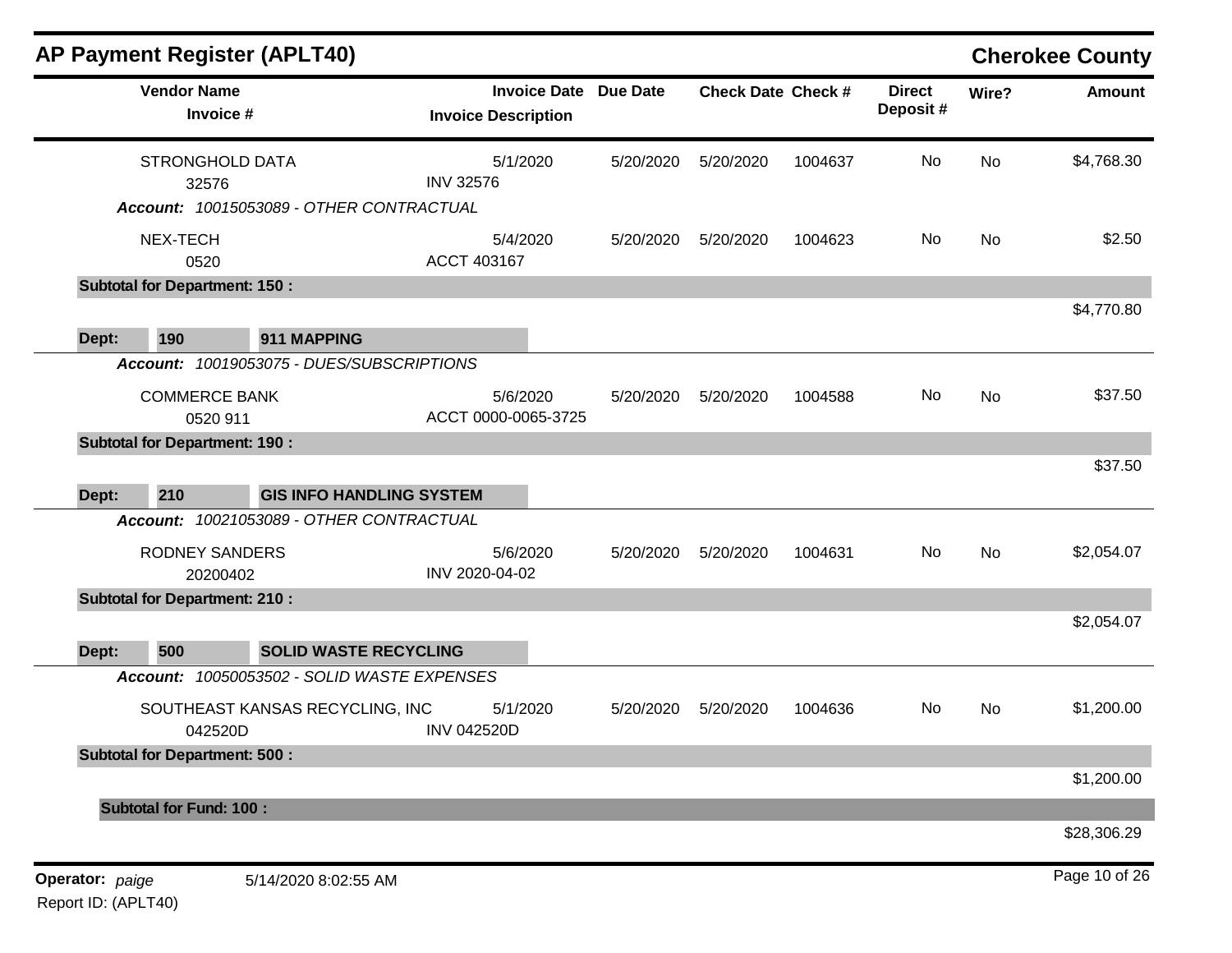# AP Payment Register (APLT40)

**Cherokee County**

| Vendor Name / Invoice # | Invoice Date / Invoice Description | Due Date | Check Date | Check # | Direct Deposit # | Wire? | Amount |
|---|---|---|---|---|---|---|---|
| STRONGHOLD DATA<br>32576 | 5/1/2020<br>INV 32576 | 5/20/2020 | 5/20/2020 | 1004637 | No | No | $4,768.30 |
| ***Account:*** *10015053089 - OTHER CONTRACTUAL* | | | | | | | |
| NEX-TECH<br>0520 | 5/4/2020<br>ACCT 403167 | 5/20/2020 | 5/20/2020 | 1004623 | No | No | $2.50 |
| **Subtotal for Department: 150 :** | | | | | | | $4,770.80 |
| **Dept: 190 911 MAPPING** | | | | | | | |
| ***Account:*** *10019053075 - DUES/SUBSCRIPTIONS* | | | | | | | |
| COMMERCE BANK<br>0520 911 | 5/6/2020<br>ACCT 0000-0065-3725 | 5/20/2020 | 5/20/2020 | 1004588 | No | No | $37.50 |
| **Subtotal for Department: 190 :** | | | | | | | $37.50 |
| **Dept: 210 GIS INFO HANDLING SYSTEM** | | | | | | | |
| ***Account:*** *10021053089 - OTHER CONTRACTUAL* | | | | | | | |
| RODNEY SANDERS<br>20200402 | 5/6/2020<br>INV 2020-04-02 | 5/20/2020 | 5/20/2020 | 1004631 | No | No | $2,054.07 |
| **Subtotal for Department: 210 :** | | | | | | | $2,054.07 |
| **Dept: 500 SOLID WASTE RECYCLING** | | | | | | | |
| ***Account:*** *10050053502 - SOLID WASTE EXPENSES* | | | | | | | |
| SOUTHEAST KANSAS RECYCLING, INC<br>042520D | 5/1/2020<br>INV 042520D | 5/20/2020 | 5/20/2020 | 1004636 | No | No | $1,200.00 |
| **Subtotal for Department: 500 :** | | | | | | | $1,200.00 |
| **Subtotal for Fund: 100 :** | | | | | | | $28,306.29 |

**Operator:** *paige* 5/14/2020 8:02:55 AM

Report ID: (APLT40)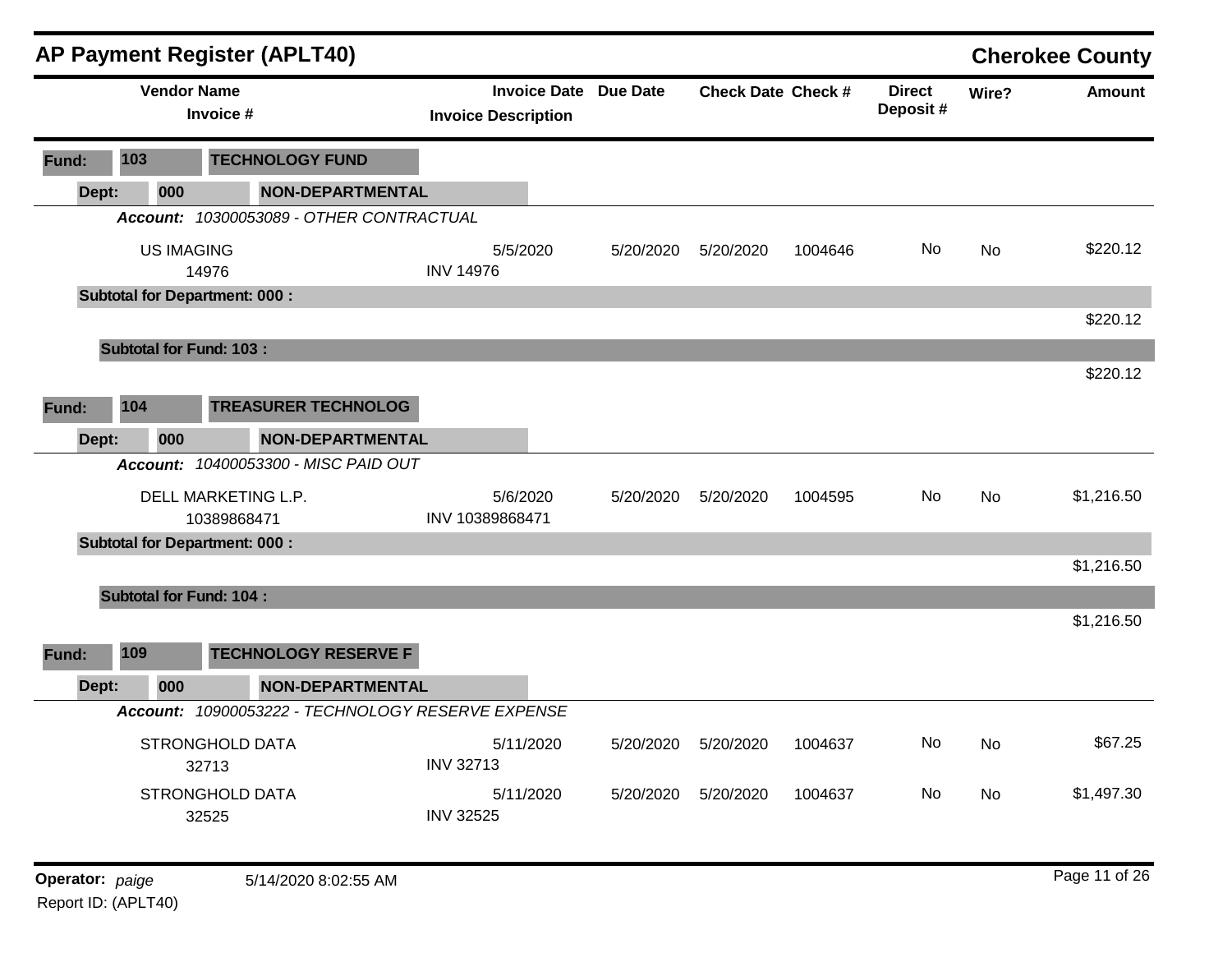# AP Payment Register (APLT40)

**Cherokee County**

| Vendor Name / Invoice # | Invoice Date / Invoice Description | Due Date | Check Date | Check # | Direct Deposit # | Wire? | Amount |
|---|---|---|---|---|---|---|---|
| **Fund: 103 TECHNOLOGY FUND** | | | | | | | |
| **Dept: 000 NON-DEPARTMENTAL** | | | | | | | |
| ***Account:*** *10300053089 - OTHER CONTRACTUAL* | | | | | | | |
| US IMAGING<br>14976 | 5/5/2020<br>INV 14976 | 5/20/2020 | 5/20/2020 | 1004646 | No | No | $220.12 |
| **Subtotal for Department: 000 :** | | | | | | | $220.12 |
| **Subtotal for Fund: 103 :** | | | | | | | $220.12 |
| **Fund: 104 TREASURER TECHNOLOG** | | | | | | | |
| **Dept: 000 NON-DEPARTMENTAL** | | | | | | | |
| ***Account:*** *10400053300 - MISC PAID OUT* | | | | | | | |
| DELL MARKETING L.P.<br>10389868471 | 5/6/2020<br>INV 10389868471 | 5/20/2020 | 5/20/2020 | 1004595 | No | No | $1,216.50 |
| **Subtotal for Department: 000 :** | | | | | | | $1,216.50 |
| **Subtotal for Fund: 104 :** | | | | | | | $1,216.50 |
| **Fund: 109 TECHNOLOGY RESERVE F** | | | | | | | |
| **Dept: 000 NON-DEPARTMENTAL** | | | | | | | |
| ***Account:*** *10900053222 - TECHNOLOGY RESERVE EXPENSE* | | | | | | | |
| STRONGHOLD DATA<br>32713 | 5/11/2020<br>INV 32713 | 5/20/2020 | 5/20/2020 | 1004637 | No | No | $67.25 |
| STRONGHOLD DATA<br>32525 | 5/11/2020<br>INV 32525 | 5/20/2020 | 5/20/2020 | 1004637 | No | No | $1,497.30 |

**Operator:** *paige* 5/14/2020 8:02:55 AM

Report ID: (APLT40)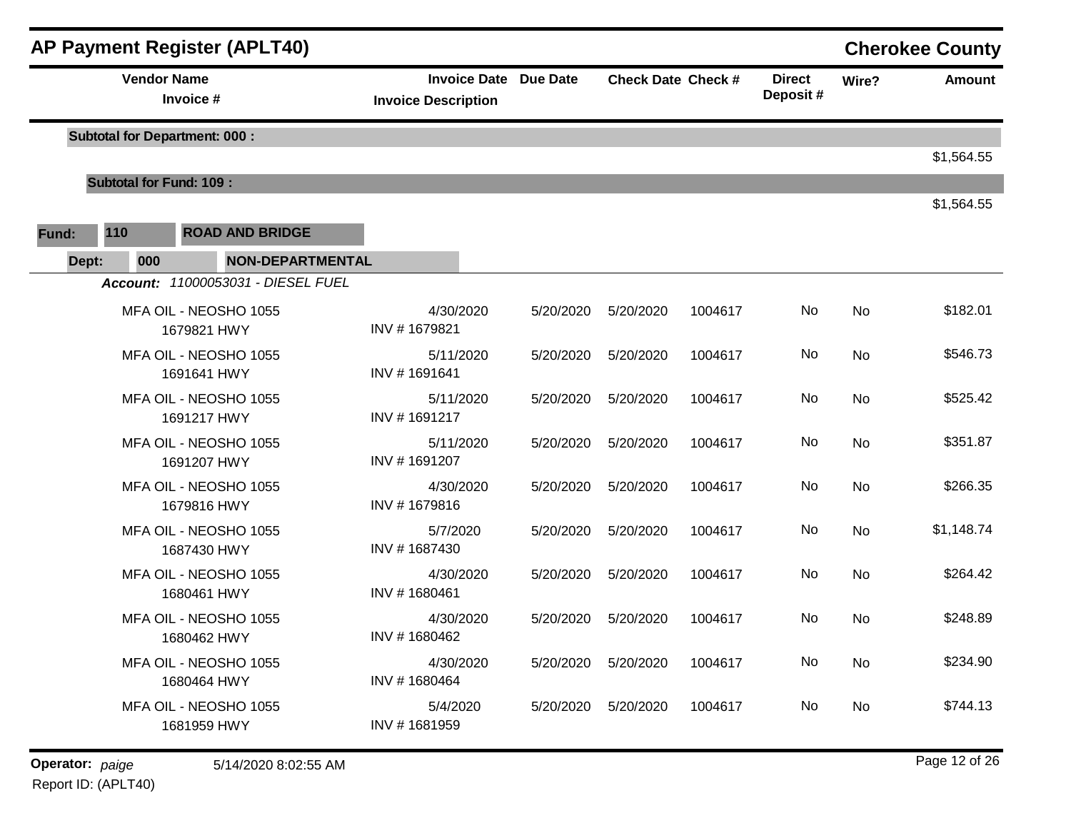## AP Payment Register (APLT40)

**Cherokee County**

| Vendor Name / Invoice # | Invoice Date / Invoice Description | Due Date | Check Date | Check # | Direct Deposit # | Wire? | Amount |
|---|---|---|---|---|---|---|---|
| **Subtotal for Department: 000 :** | | | | | | | $1,564.55 |
| **Subtotal for Fund: 109 :** | | | | | | | $1,564.55 |

**Fund:** 110 **ROAD AND BRIDGE**

**Dept:** 000 **NON-DEPARTMENTAL**

***Account:*** *11000053031 - DIESEL FUEL*

| Vendor Name / Invoice # | Invoice Date / Invoice Description | Due Date | Check Date | Check # | Direct Deposit # | Wire? | Amount |
|---|---|---|---|---|---|---|---|
| MFA OIL - NEOSHO 1055<br>1679821 HWY | 4/30/2020<br>INV # 1679821 | 5/20/2020 | 5/20/2020 | 1004617 | No | No | $182.01 |
| MFA OIL - NEOSHO 1055<br>1691641 HWY | 5/11/2020<br>INV # 1691641 | 5/20/2020 | 5/20/2020 | 1004617 | No | No | $546.73 |
| MFA OIL - NEOSHO 1055<br>1691217 HWY | 5/11/2020<br>INV # 1691217 | 5/20/2020 | 5/20/2020 | 1004617 | No | No | $525.42 |
| MFA OIL - NEOSHO 1055<br>1691207 HWY | 5/11/2020<br>INV # 1691207 | 5/20/2020 | 5/20/2020 | 1004617 | No | No | $351.87 |
| MFA OIL - NEOSHO 1055<br>1679816 HWY | 4/30/2020<br>INV # 1679816 | 5/20/2020 | 5/20/2020 | 1004617 | No | No | $266.35 |
| MFA OIL - NEOSHO 1055<br>1687430 HWY | 5/7/2020<br>INV # 1687430 | 5/20/2020 | 5/20/2020 | 1004617 | No | No | $1,148.74 |
| MFA OIL - NEOSHO 1055<br>1680461 HWY | 4/30/2020<br>INV # 1680461 | 5/20/2020 | 5/20/2020 | 1004617 | No | No | $264.42 |
| MFA OIL - NEOSHO 1055<br>1680462 HWY | 4/30/2020<br>INV # 1680462 | 5/20/2020 | 5/20/2020 | 1004617 | No | No | $248.89 |
| MFA OIL - NEOSHO 1055<br>1680464 HWY | 4/30/2020<br>INV # 1680464 | 5/20/2020 | 5/20/2020 | 1004617 | No | No | $234.90 |
| MFA OIL - NEOSHO 1055<br>1681959 HWY | 5/4/2020<br>INV # 1681959 | 5/20/2020 | 5/20/2020 | 1004617 | No | No | $744.13 |

**Operator:** *paige* 5/14/2020 8:02:55 AM
Report ID: (APLT40)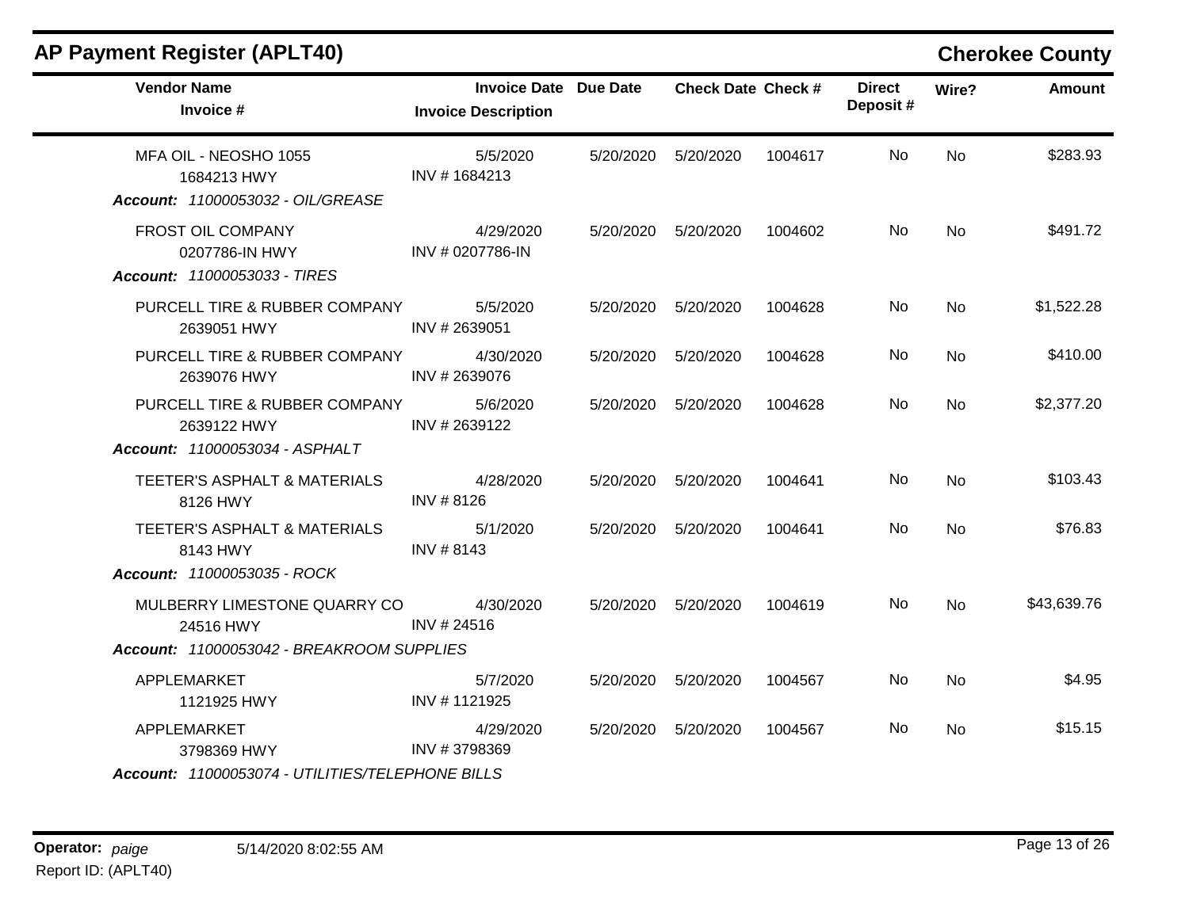## AP Payment Register (APLT40)

**Cherokee County**

| Vendor Name / Invoice # | Invoice Date / Invoice Description | Due Date | Check Date | Check # | Direct Deposit # | Wire? | Amount |
|---|---|---|---|---|---|---|---|
| MFA OIL - NEOSHO 1055<br>1684213 HWY | 5/5/2020<br>INV # 1684213 | 5/20/2020 | 5/20/2020 | 1004617 | No | No | $283.93 |
| ***Account: 11000053032 - OIL/GREASE*** | | | | | | | |
| FROST OIL COMPANY<br>0207786-IN HWY | 4/29/2020<br>INV # 0207786-IN | 5/20/2020 | 5/20/2020 | 1004602 | No | No | $491.72 |
| ***Account: 11000053033 - TIRES*** | | | | | | | |
| PURCELL TIRE & RUBBER COMPANY<br>2639051 HWY | 5/5/2020<br>INV # 2639051 | 5/20/2020 | 5/20/2020 | 1004628 | No | No | $1,522.28 |
| PURCELL TIRE & RUBBER COMPANY<br>2639076 HWY | 4/30/2020<br>INV # 2639076 | 5/20/2020 | 5/20/2020 | 1004628 | No | No | $410.00 |
| PURCELL TIRE & RUBBER COMPANY<br>2639122 HWY | 5/6/2020<br>INV # 2639122 | 5/20/2020 | 5/20/2020 | 1004628 | No | No | $2,377.20 |
| ***Account: 11000053034 - ASPHALT*** | | | | | | | |
| TEETER'S ASPHALT & MATERIALS<br>8126 HWY | 4/28/2020<br>INV # 8126 | 5/20/2020 | 5/20/2020 | 1004641 | No | No | $103.43 |
| TEETER'S ASPHALT & MATERIALS<br>8143 HWY | 5/1/2020<br>INV # 8143 | 5/20/2020 | 5/20/2020 | 1004641 | No | No | $76.83 |
| ***Account: 11000053035 - ROCK*** | | | | | | | |
| MULBERRY LIMESTONE QUARRY CO<br>24516 HWY | 4/30/2020<br>INV # 24516 | 5/20/2020 | 5/20/2020 | 1004619 | No | No | $43,639.76 |
| ***Account: 11000053042 - BREAKROOM SUPPLIES*** | | | | | | | |
| APPLEMARKET<br>1121925 HWY | 5/7/2020<br>INV # 1121925 | 5/20/2020 | 5/20/2020 | 1004567 | No | No | $4.95 |
| APPLEMARKET<br>3798369 HWY | 4/29/2020<br>INV # 3798369 | 5/20/2020 | 5/20/2020 | 1004567 | No | No | $15.15 |
| ***Account: 11000053074 - UTILITIES/TELEPHONE BILLS*** | | | | | | | |

**Operator:** *paige* 5/14/2020 8:02:55 AM
Report ID: (APLT40)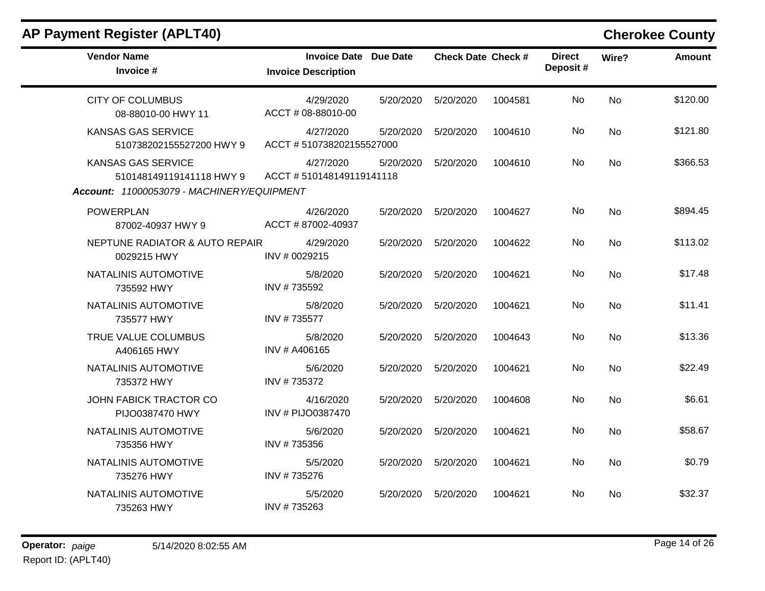# AP Payment Register (APLT40)

**Cherokee County**

| Vendor Name / Invoice # | Invoice Date / Invoice Description | Due Date | Check Date | Check # | Direct Deposit # | Wire? | Amount |
|---|---|---|---|---|---|---|---|
| CITY OF COLUMBUS<br>08-88010-00 HWY 11 | 4/29/2020<br>ACCT # 08-88010-00 | 5/20/2020 | 5/20/2020 | 1004581 | No | No | $120.00 |
| KANSAS GAS SERVICE<br>510738202155527200 HWY 9 | 4/27/2020<br>ACCT # 510738202155527000 | 5/20/2020 | 5/20/2020 | 1004610 | No | No | $121.80 |
| KANSAS GAS SERVICE<br>510148149119141118 HWY 9 | 4/27/2020<br>ACCT # 510148149119141118 | 5/20/2020 | 5/20/2020 | 1004610 | No | No | $366.53 |
| ***Account:* 11000053079 - MACHINERY/EQUIPMENT** | | | | | | | |
| POWERPLAN<br>87002-40937 HWY 9 | 4/26/2020<br>ACCT # 87002-40937 | 5/20/2020 | 5/20/2020 | 1004627 | No | No | $894.45 |
| NEPTUNE RADIATOR & AUTO REPAIR<br>0029215 HWY | 4/29/2020<br>INV # 0029215 | 5/20/2020 | 5/20/2020 | 1004622 | No | No | $113.02 |
| NATALINIS AUTOMOTIVE<br>735592 HWY | 5/8/2020<br>INV # 735592 | 5/20/2020 | 5/20/2020 | 1004621 | No | No | $17.48 |
| NATALINIS AUTOMOTIVE<br>735577 HWY | 5/8/2020<br>INV # 735577 | 5/20/2020 | 5/20/2020 | 1004621 | No | No | $11.41 |
| TRUE VALUE COLUMBUS<br>A406165 HWY | 5/8/2020<br>INV # A406165 | 5/20/2020 | 5/20/2020 | 1004643 | No | No | $13.36 |
| NATALINIS AUTOMOTIVE<br>735372 HWY | 5/6/2020<br>INV # 735372 | 5/20/2020 | 5/20/2020 | 1004621 | No | No | $22.49 |
| JOHN FABICK TRACTOR CO<br>PIJO0387470 HWY | 4/16/2020<br>INV # PIJO0387470 | 5/20/2020 | 5/20/2020 | 1004608 | No | No | $6.61 |
| NATALINIS AUTOMOTIVE<br>735356 HWY | 5/6/2020<br>INV # 735356 | 5/20/2020 | 5/20/2020 | 1004621 | No | No | $58.67 |
| NATALINIS AUTOMOTIVE<br>735276 HWY | 5/5/2020<br>INV # 735276 | 5/20/2020 | 5/20/2020 | 1004621 | No | No | $0.79 |
| NATALINIS AUTOMOTIVE<br>735263 HWY | 5/5/2020<br>INV # 735263 | 5/20/2020 | 5/20/2020 | 1004621 | No | No | $32.37 |

**Operator:** *paige* 5/14/2020 8:02:55 AM
Report ID: (APLT40)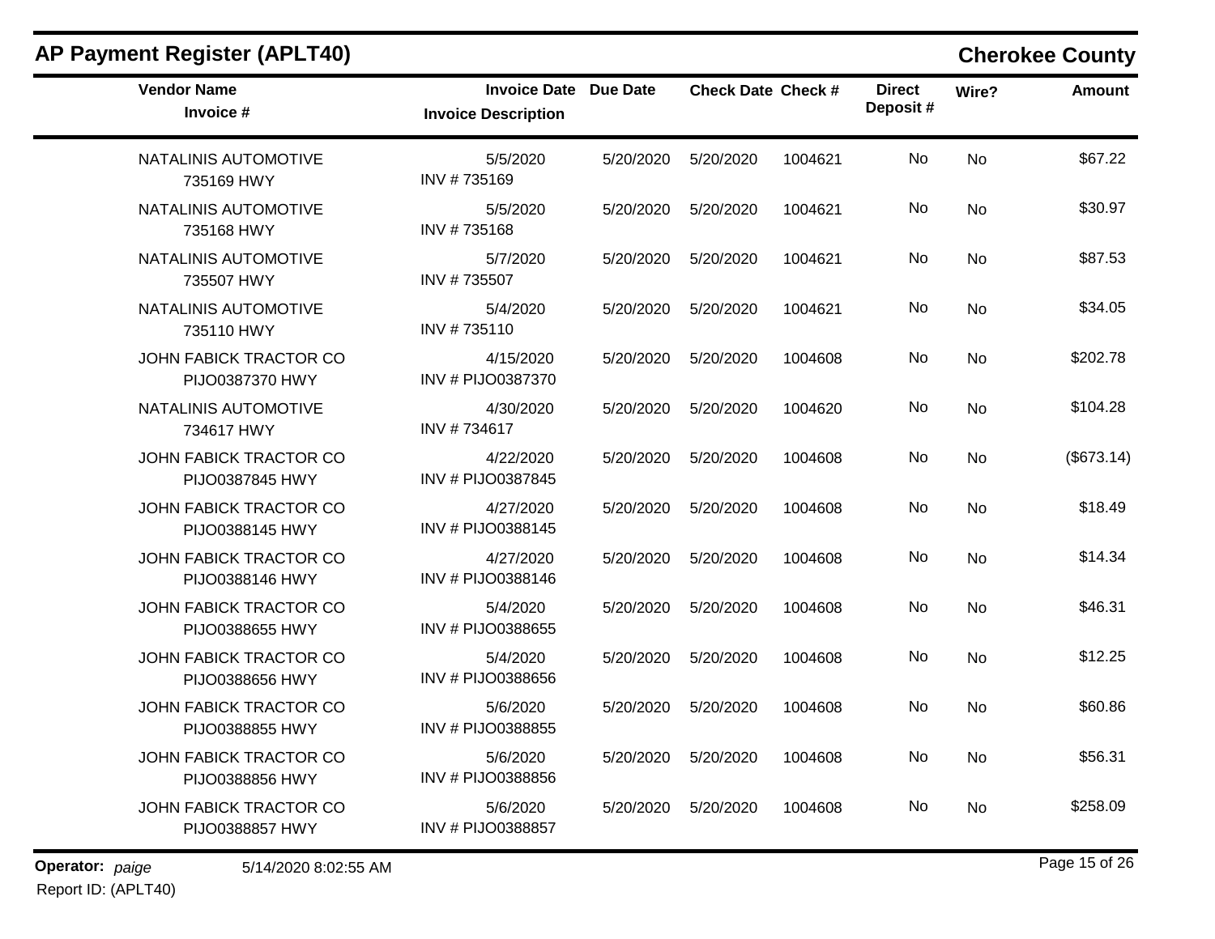## AP Payment Register (APLT40)

## Cherokee County

| Vendor Name<br>Invoice # | Invoice Date<br>Invoice Description | Due Date | Check Date | Check # | Direct Deposit # | Wire? | Amount |
|---|---|---|---|---|---|---|---|
| NATALINIS AUTOMOTIVE<br>735169 HWY | 5/5/2020<br>INV # 735169 | 5/20/2020 | 5/20/2020 | 1004621 | No | No | $67.22 |
| NATALINIS AUTOMOTIVE<br>735168 HWY | 5/5/2020<br>INV # 735168 | 5/20/2020 | 5/20/2020 | 1004621 | No | No | $30.97 |
| NATALINIS AUTOMOTIVE<br>735507 HWY | 5/7/2020<br>INV # 735507 | 5/20/2020 | 5/20/2020 | 1004621 | No | No | $87.53 |
| NATALINIS AUTOMOTIVE<br>735110 HWY | 5/4/2020<br>INV # 735110 | 5/20/2020 | 5/20/2020 | 1004621 | No | No | $34.05 |
| JOHN FABICK TRACTOR CO<br>PIJO0387370 HWY | 4/15/2020<br>INV # PIJO0387370 | 5/20/2020 | 5/20/2020 | 1004608 | No | No | $202.78 |
| NATALINIS AUTOMOTIVE<br>734617 HWY | 4/30/2020<br>INV # 734617 | 5/20/2020 | 5/20/2020 | 1004620 | No | No | $104.28 |
| JOHN FABICK TRACTOR CO<br>PIJO0387845 HWY | 4/22/2020<br>INV # PIJO0387845 | 5/20/2020 | 5/20/2020 | 1004608 | No | No | ($673.14) |
| JOHN FABICK TRACTOR CO<br>PIJO0388145 HWY | 4/27/2020<br>INV # PIJO0388145 | 5/20/2020 | 5/20/2020 | 1004608 | No | No | $18.49 |
| JOHN FABICK TRACTOR CO<br>PIJO0388146 HWY | 4/27/2020<br>INV # PIJO0388146 | 5/20/2020 | 5/20/2020 | 1004608 | No | No | $14.34 |
| JOHN FABICK TRACTOR CO<br>PIJO0388655 HWY | 5/4/2020<br>INV # PIJO0388655 | 5/20/2020 | 5/20/2020 | 1004608 | No | No | $46.31 |
| JOHN FABICK TRACTOR CO<br>PIJO0388656 HWY | 5/4/2020<br>INV # PIJO0388656 | 5/20/2020 | 5/20/2020 | 1004608 | No | No | $12.25 |
| JOHN FABICK TRACTOR CO<br>PIJO0388855 HWY | 5/6/2020<br>INV # PIJO0388855 | 5/20/2020 | 5/20/2020 | 1004608 | No | No | $60.86 |
| JOHN FABICK TRACTOR CO<br>PIJO0388856 HWY | 5/6/2020<br>INV # PIJO0388856 | 5/20/2020 | 5/20/2020 | 1004608 | No | No | $56.31 |
| JOHN FABICK TRACTOR CO<br>PIJO0388857 HWY | 5/6/2020<br>INV # PIJO0388857 | 5/20/2020 | 5/20/2020 | 1004608 | No | No | $258.09 |

**Operator:** *paige* 5/14/2020 8:02:55 AM

Report ID: (APLT40)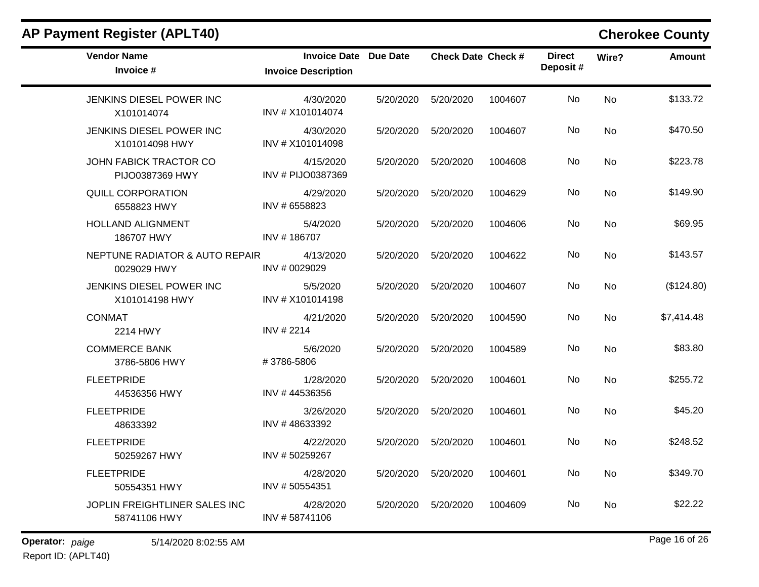# AP Payment Register (APLT40)

## Cherokee County

| Vendor Name / Invoice # | Invoice Date / Invoice Description | Due Date | Check Date | Check # | Direct Deposit # | Wire? | Amount |
|---|---|---|---|---|---|---|---|
| JENKINS DIESEL POWER INC<br>X101014074 | 4/30/2020<br>INV # X101014074 | 5/20/2020 | 5/20/2020 | 1004607 | No | No | $133.72 |
| JENKINS DIESEL POWER INC<br>X101014098 HWY | 4/30/2020<br>INV # X101014098 | 5/20/2020 | 5/20/2020 | 1004607 | No | No | $470.50 |
| JOHN FABICK TRACTOR CO<br>PIJO0387369 HWY | 4/15/2020<br>INV # PIJO0387369 | 5/20/2020 | 5/20/2020 | 1004608 | No | No | $223.78 |
| QUILL CORPORATION<br>6558823 HWY | 4/29/2020<br>INV # 6558823 | 5/20/2020 | 5/20/2020 | 1004629 | No | No | $149.90 |
| HOLLAND ALIGNMENT<br>186707 HWY | 5/4/2020<br>INV # 186707 | 5/20/2020 | 5/20/2020 | 1004606 | No | No | $69.95 |
| NEPTUNE RADIATOR & AUTO REPAIR<br>0029029 HWY | 4/13/2020<br>INV # 0029029 | 5/20/2020 | 5/20/2020 | 1004622 | No | No | $143.57 |
| JENKINS DIESEL POWER INC<br>X101014198 HWY | 5/5/2020<br>INV # X101014198 | 5/20/2020 | 5/20/2020 | 1004607 | No | No | ($124.80) |
| CONMAT<br>2214 HWY | 4/21/2020<br>INV # 2214 | 5/20/2020 | 5/20/2020 | 1004590 | No | No | $7,414.48 |
| COMMERCE BANK<br>3786-5806 HWY | 5/6/2020<br># 3786-5806 | 5/20/2020 | 5/20/2020 | 1004589 | No | No | $83.80 |
| FLEETPRIDE<br>44536356 HWY | 1/28/2020<br>INV # 44536356 | 5/20/2020 | 5/20/2020 | 1004601 | No | No | $255.72 |
| FLEETPRIDE<br>48633392 | 3/26/2020<br>INV # 48633392 | 5/20/2020 | 5/20/2020 | 1004601 | No | No | $45.20 |
| FLEETPRIDE<br>50259267 HWY | 4/22/2020<br>INV # 50259267 | 5/20/2020 | 5/20/2020 | 1004601 | No | No | $248.52 |
| FLEETPRIDE<br>50554351 HWY | 4/28/2020<br>INV # 50554351 | 5/20/2020 | 5/20/2020 | 1004601 | No | No | $349.70 |
| JOPLIN FREIGHTLINER SALES INC<br>58741106 HWY | 4/28/2020<br>INV # 58741106 | 5/20/2020 | 5/20/2020 | 1004609 | No | No | $22.22 |

Operator: *paige* 5/14/2020 8:02:55 AM
Report ID: (APLT40)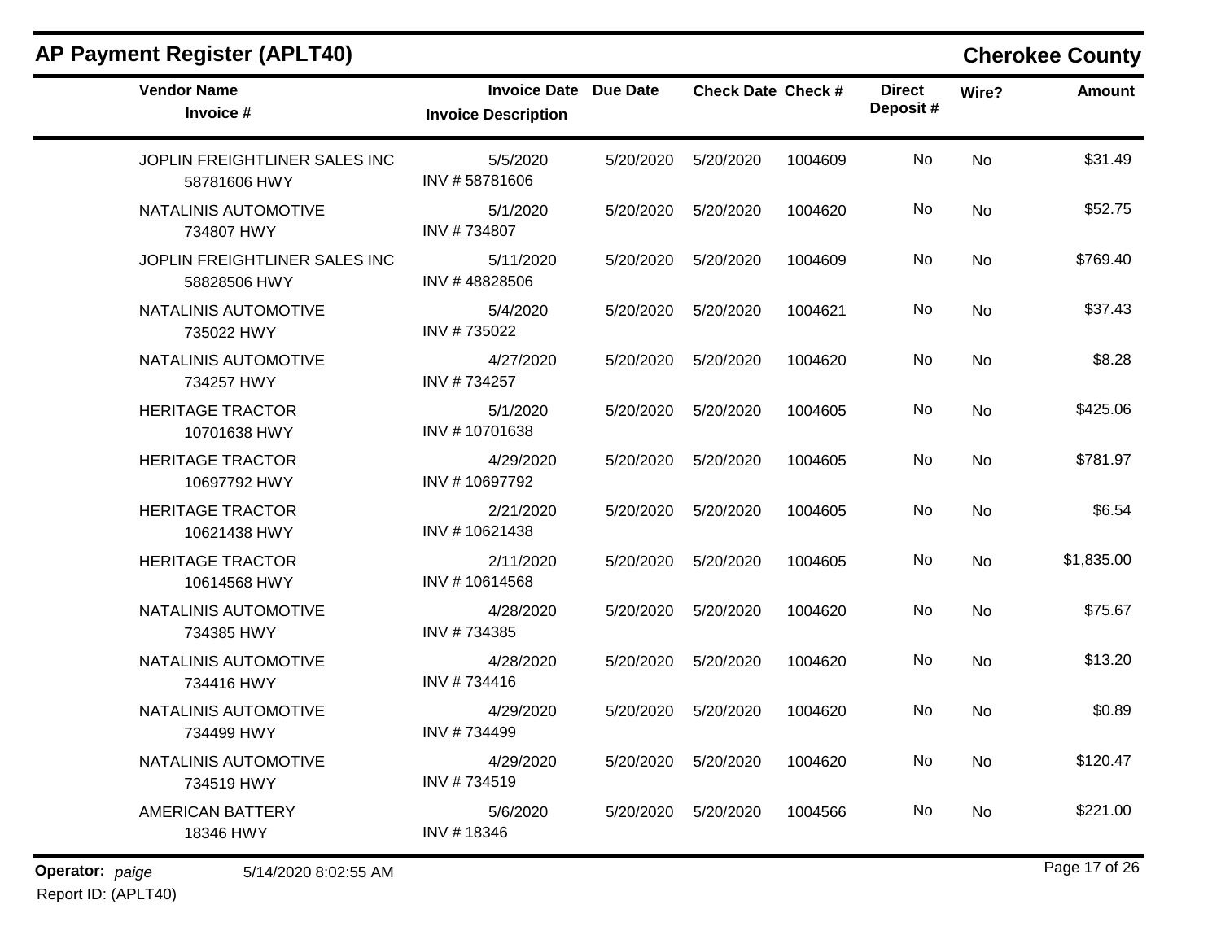## AP Payment Register (APLT40)

**Cherokee County**

| Vendor Name / Invoice # | Invoice Date / Invoice Description | Due Date | Check Date | Check # | Direct Deposit # | Wire? | Amount |
|---|---|---|---|---|---|---|---|
| JOPLIN FREIGHTLINER SALES INC<br>58781606 HWY | 5/5/2020<br>INV # 58781606 | 5/20/2020 | 5/20/2020 | 1004609 | No | No | $31.49 |
| NATALINIS AUTOMOTIVE<br>734807 HWY | 5/1/2020<br>INV # 734807 | 5/20/2020 | 5/20/2020 | 1004620 | No | No | $52.75 |
| JOPLIN FREIGHTLINER SALES INC<br>58828506 HWY | 5/11/2020<br>INV # 48828506 | 5/20/2020 | 5/20/2020 | 1004609 | No | No | $769.40 |
| NATALINIS AUTOMOTIVE<br>735022 HWY | 5/4/2020<br>INV # 735022 | 5/20/2020 | 5/20/2020 | 1004621 | No | No | $37.43 |
| NATALINIS AUTOMOTIVE<br>734257 HWY | 4/27/2020<br>INV # 734257 | 5/20/2020 | 5/20/2020 | 1004620 | No | No | $8.28 |
| HERITAGE TRACTOR<br>10701638 HWY | 5/1/2020<br>INV # 10701638 | 5/20/2020 | 5/20/2020 | 1004605 | No | No | $425.06 |
| HERITAGE TRACTOR<br>10697792 HWY | 4/29/2020<br>INV # 10697792 | 5/20/2020 | 5/20/2020 | 1004605 | No | No | $781.97 |
| HERITAGE TRACTOR<br>10621438 HWY | 2/21/2020<br>INV # 10621438 | 5/20/2020 | 5/20/2020 | 1004605 | No | No | $6.54 |
| HERITAGE TRACTOR<br>10614568 HWY | 2/11/2020<br>INV # 10614568 | 5/20/2020 | 5/20/2020 | 1004605 | No | No | $1,835.00 |
| NATALINIS AUTOMOTIVE<br>734385 HWY | 4/28/2020<br>INV # 734385 | 5/20/2020 | 5/20/2020 | 1004620 | No | No | $75.67 |
| NATALINIS AUTOMOTIVE<br>734416 HWY | 4/28/2020<br>INV # 734416 | 5/20/2020 | 5/20/2020 | 1004620 | No | No | $13.20 |
| NATALINIS AUTOMOTIVE<br>734499 HWY | 4/29/2020<br>INV # 734499 | 5/20/2020 | 5/20/2020 | 1004620 | No | No | $0.89 |
| NATALINIS AUTOMOTIVE<br>734519 HWY | 4/29/2020<br>INV # 734519 | 5/20/2020 | 5/20/2020 | 1004620 | No | No | $120.47 |
| AMERICAN BATTERY<br>18346 HWY | 5/6/2020<br>INV # 18346 | 5/20/2020 | 5/20/2020 | 1004566 | No | No | $221.00 |

**Operator:** *paige* 5/14/2020 8:02:55 AM
Report ID: (APLT40)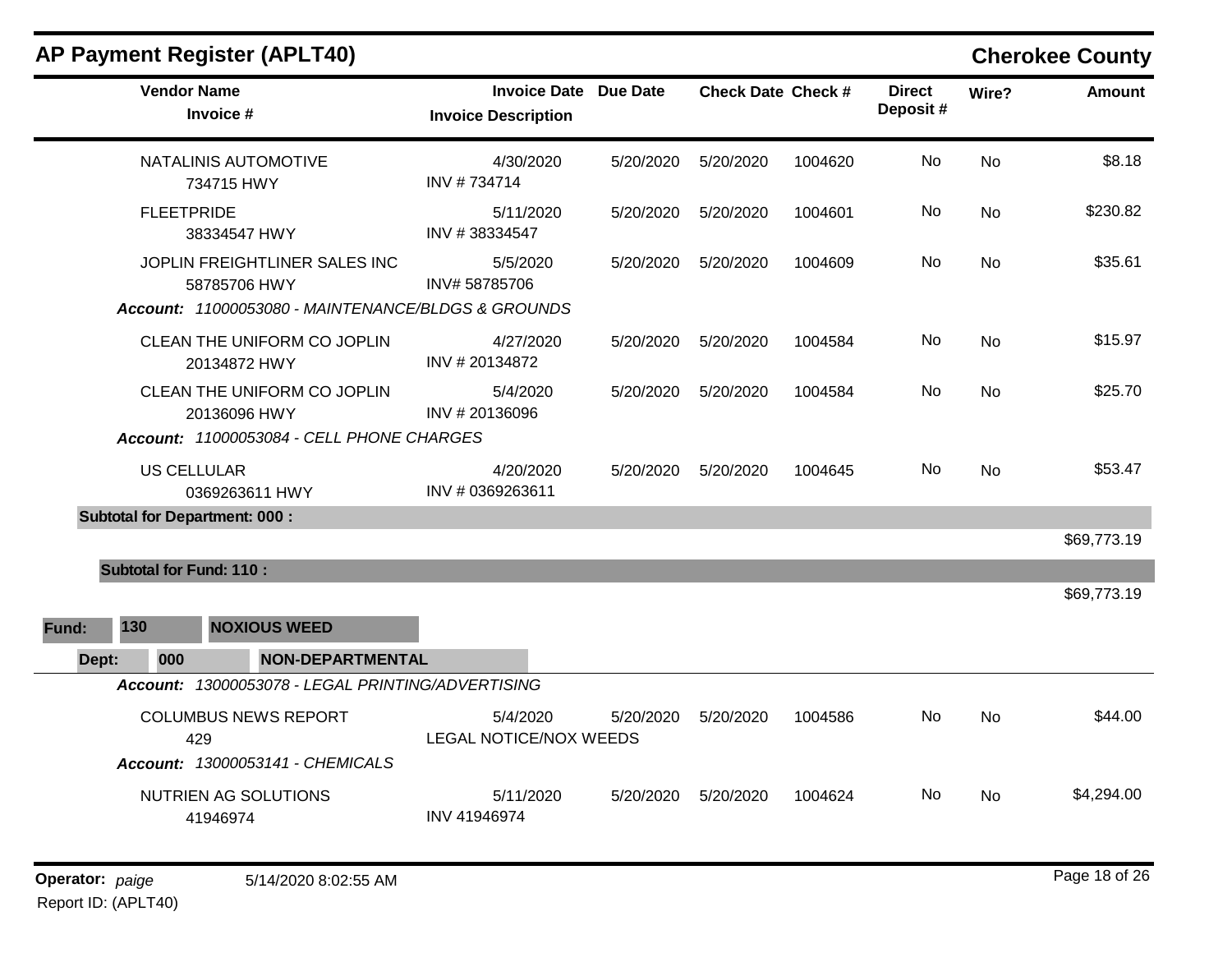## AP Payment Register (APLT40)

**Cherokee County**

| Vendor Name / Invoice # | Invoice Date / Invoice Description | Due Date | Check Date | Check # | Direct Deposit # | Wire? | Amount |
|---|---|---|---|---|---|---|---|
| NATALINIS AUTOMOTIVE<br>734715 HWY | 4/30/2020<br>INV # 734714 | 5/20/2020 | 5/20/2020 | 1004620 | No | No | $8.18 |
| FLEETPRIDE<br>38334547 HWY | 5/11/2020<br>INV # 38334547 | 5/20/2020 | 5/20/2020 | 1004601 | No | No | $230.82 |
| JOPLIN FREIGHTLINER SALES INC<br>58785706 HWY | 5/5/2020<br>INV# 58785706 | 5/20/2020 | 5/20/2020 | 1004609 | No | No | $35.61 |
| ***Account:** 11000053080 - MAINTENANCE/BLDGS & GROUNDS* | | | | | | | |
| CLEAN THE UNIFORM CO JOPLIN<br>20134872 HWY | 4/27/2020<br>INV # 20134872 | 5/20/2020 | 5/20/2020 | 1004584 | No | No | $15.97 |
| CLEAN THE UNIFORM CO JOPLIN<br>20136096 HWY | 5/4/2020<br>INV # 20136096 | 5/20/2020 | 5/20/2020 | 1004584 | No | No | $25.70 |
| ***Account:** 11000053084 - CELL PHONE CHARGES* | | | | | | | |
| US CELLULAR<br>0369263611 HWY | 4/20/2020<br>INV # 0369263611 | 5/20/2020 | 5/20/2020 | 1004645 | No | No | $53.47 |
| **Subtotal for Department: 000 :** | | | | | | | $69,773.19 |
| **Subtotal for Fund: 110 :** | | | | | | | $69,773.19 |

**Fund:** 130 **NOXIOUS WEED**

**Dept:** 000 **NON-DEPARTMENTAL**

| Vendor Name / Invoice # | Invoice Date / Invoice Description | Due Date | Check Date | Check # | Direct Deposit # | Wire? | Amount |
|---|---|---|---|---|---|---|---|
| ***Account:** 13000053078 - LEGAL PRINTING/ADVERTISING* | | | | | | | |
| COLUMBUS NEWS REPORT<br>429 | 5/4/2020<br>LEGAL NOTICE/NOX WEEDS | 5/20/2020 | 5/20/2020 | 1004586 | No | No | $44.00 |
| ***Account:** 13000053141 - CHEMICALS* | | | | | | | |
| NUTRIEN AG SOLUTIONS<br>41946974 | 5/11/2020<br>INV 41946974 | 5/20/2020 | 5/20/2020 | 1004624 | No | No | $4,294.00 |

**Operator:** *paige* 5/14/2020 8:02:55 AM
Report ID: (APLT40)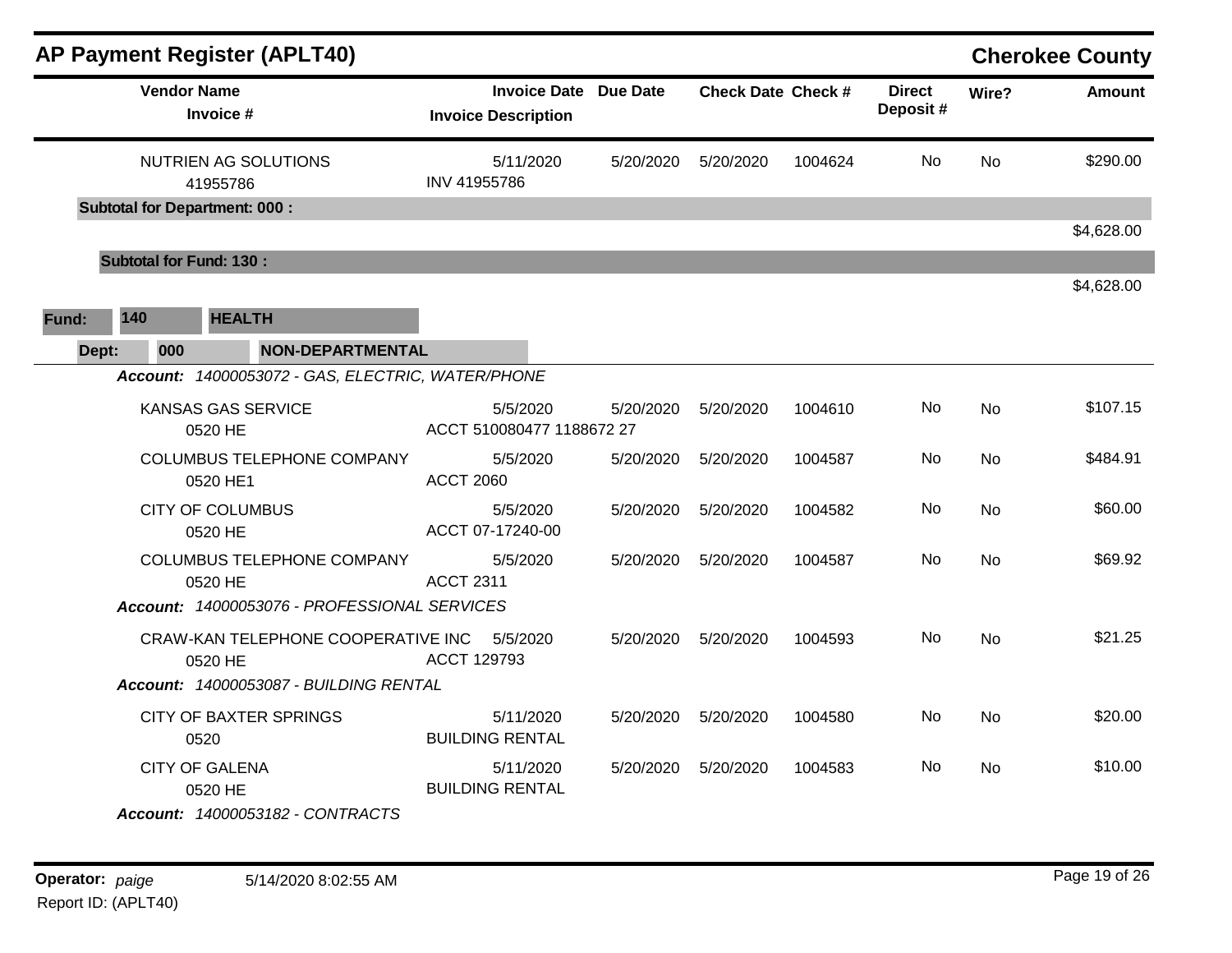# AP Payment Register (APLT40)

**Cherokee County**

| Vendor Name / Invoice # | Invoice Date / Invoice Description | Due Date | Check Date | Check # | Direct Deposit # | Wire? | Amount |
|---|---|---|---|---|---|---|---|
| NUTRIEN AG SOLUTIONS<br>41955786 | 5/11/2020<br>INV 41955786 | 5/20/2020 | 5/20/2020 | 1004624 | No | No | $290.00 |
| **Subtotal for Department: 000 :** | | | | | | | $4,628.00 |
| **Subtotal for Fund: 130 :** | | | | | | | $4,628.00 |

**Fund:** 140 **HEALTH**

**Dept:** 000 **NON-DEPARTMENTAL**

*Account: 14000053072 - GAS, ELECTRIC, WATER/PHONE*

| Vendor Name / Invoice # | Invoice Date / Invoice Description | Due Date | Check Date | Check # | Direct Deposit # | Wire? | Amount |
|---|---|---|---|---|---|---|---|
| KANSAS GAS SERVICE<br>0520 HE | 5/5/2020<br>ACCT 510080477 1188672 27 | 5/20/2020 | 5/20/2020 | 1004610 | No | No | $107.15 |
| COLUMBUS TELEPHONE COMPANY<br>0520 HE1 | 5/5/2020<br>ACCT 2060 | 5/20/2020 | 5/20/2020 | 1004587 | No | No | $484.91 |
| CITY OF COLUMBUS<br>0520 HE | 5/5/2020<br>ACCT 07-17240-00 | 5/20/2020 | 5/20/2020 | 1004582 | No | No | $60.00 |
| COLUMBUS TELEPHONE COMPANY<br>0520 HE | 5/5/2020<br>ACCT 2311 | 5/20/2020 | 5/20/2020 | 1004587 | No | No | $69.92 |

*Account: 14000053076 - PROFESSIONAL SERVICES*

| Vendor Name / Invoice # | Invoice Date / Invoice Description | Due Date | Check Date | Check # | Direct Deposit # | Wire? | Amount |
|---|---|---|---|---|---|---|---|
| CRAW-KAN TELEPHONE COOPERATIVE INC<br>0520 HE | 5/5/2020<br>ACCT 129793 | 5/20/2020 | 5/20/2020 | 1004593 | No | No | $21.25 |

*Account: 14000053087 - BUILDING RENTAL*

| Vendor Name / Invoice # | Invoice Date / Invoice Description | Due Date | Check Date | Check # | Direct Deposit # | Wire? | Amount |
|---|---|---|---|---|---|---|---|
| CITY OF BAXTER SPRINGS<br>0520 | 5/11/2020<br>BUILDING RENTAL | 5/20/2020 | 5/20/2020 | 1004580 | No | No | $20.00 |
| CITY OF GALENA<br>0520 HE | 5/11/2020<br>BUILDING RENTAL | 5/20/2020 | 5/20/2020 | 1004583 | No | No | $10.00 |

*Account: 14000053182 - CONTRACTS*

**Operator:** *paige* 5/14/2020 8:02:55 AM

Report ID: (APLT40)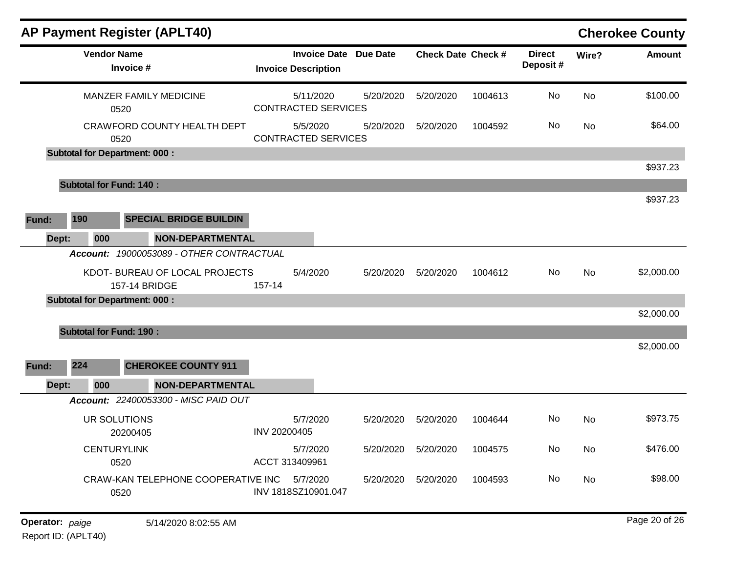## AP Payment Register (APLT40)

**Cherokee County**

| Vendor Name / Invoice # | Invoice Date / Invoice Description | Due Date | Check Date | Check # | Direct Deposit # | Wire? | Amount |
|---|---|---|---|---|---|---|---|
| MANZER FAMILY MEDICINE<br>0520 | 5/11/2020<br>CONTRACTED SERVICES | 5/20/2020 | 5/20/2020 | 1004613 | No | No | $100.00 |
| CRAWFORD COUNTY HEALTH DEPT<br>0520 | 5/5/2020<br>CONTRACTED SERVICES | 5/20/2020 | 5/20/2020 | 1004592 | No | No | $64.00 |
| **Subtotal for Department: 000 :** | | | | | | | $937.23 |
| **Subtotal for Fund: 140 :** | | | | | | | $937.23 |

**Fund:** 190 **SPECIAL BRIDGE BUILDIN**

**Dept:** 000 **NON-DEPARTMENTAL**

***Account:*** *19000053089 - OTHER CONTRACTUAL*

| Vendor Name / Invoice # | Invoice Date / Invoice Description | Due Date | Check Date | Check # | Direct Deposit # | Wire? | Amount |
|---|---|---|---|---|---|---|---|
| KDOT- BUREAU OF LOCAL PROJECTS<br>157-14 BRIDGE | 5/4/2020<br>157-14 | 5/20/2020 | 5/20/2020 | 1004612 | No | No | $2,000.00 |
| **Subtotal for Department: 000 :** | | | | | | | $2,000.00 |
| **Subtotal for Fund: 190 :** | | | | | | | $2,000.00 |

**Fund:** 224 **CHEROKEE COUNTY 911**

**Dept:** 000 **NON-DEPARTMENTAL**

***Account:*** *22400053300 - MISC PAID OUT*

| Vendor Name / Invoice # | Invoice Date / Invoice Description | Due Date | Check Date | Check # | Direct Deposit # | Wire? | Amount |
|---|---|---|---|---|---|---|---|
| UR SOLUTIONS<br>20200405 | 5/7/2020<br>INV 20200405 | 5/20/2020 | 5/20/2020 | 1004644 | No | No | $973.75 |
| CENTURYLINK<br>0520 | 5/7/2020<br>ACCT 313409961 | 5/20/2020 | 5/20/2020 | 1004575 | No | No | $476.00 |
| CRAW-KAN TELEPHONE COOPERATIVE INC<br>0520 | 5/7/2020<br>INV 1818SZ10901.047 | 5/20/2020 | 5/20/2020 | 1004593 | No | No | $98.00 |

**Operator:** *paige* 5/14/2020 8:02:55 AM

Report ID: (APLT40)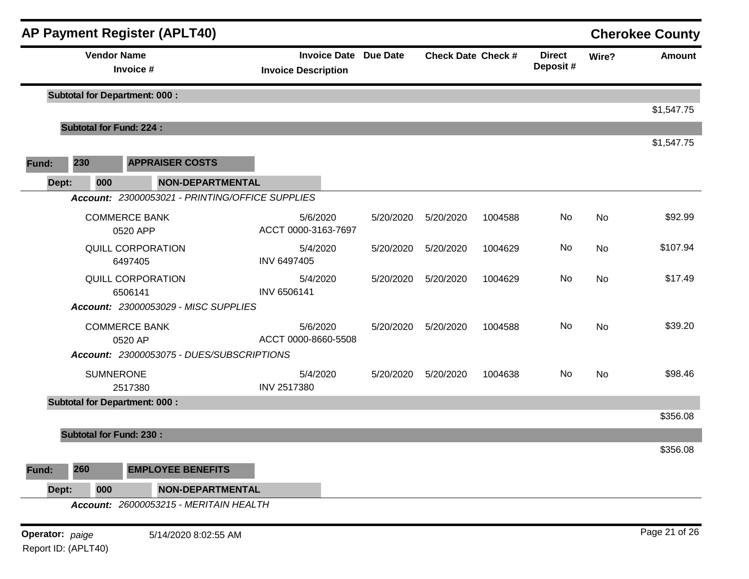# AP Payment Register (APLT40)

**Cherokee County**

| Vendor Name / Invoice # | Invoice Date / Invoice Description | Due Date | Check Date | Check # | Direct Deposit # | Wire? | Amount |
|---|---|---|---|---|---|---|---|
| **Subtotal for Department: 000 :** | | | | | | | $1,547.75 |
| **Subtotal for Fund: 224 :** | | | | | | | $1,547.75 |

**Fund: 230 APPRAISER COSTS**

**Dept: 000 NON-DEPARTMENTAL**

***Account:*** *23000053021 - PRINTING/OFFICE SUPPLIES*

| Vendor Name / Invoice # | Invoice Date / Invoice Description | Due Date | Check Date | Check # | Direct Deposit # | Wire? | Amount |
|---|---|---|---|---|---|---|---|
| COMMERCE BANK<br>0520 APP | 5/6/2020<br>ACCT 0000-3163-7697 | 5/20/2020 | 5/20/2020 | 1004588 | No | No | $92.99 |
| QUILL CORPORATION<br>6497405 | 5/4/2020<br>INV 6497405 | 5/20/2020 | 5/20/2020 | 1004629 | No | No | $107.94 |
| QUILL CORPORATION<br>6506141 | 5/4/2020<br>INV 6506141 | 5/20/2020 | 5/20/2020 | 1004629 | No | No | $17.49 |

***Account:*** *23000053029 - MISC SUPPLIES*

| Vendor Name / Invoice # | Invoice Date / Invoice Description | Due Date | Check Date | Check # | Direct Deposit # | Wire? | Amount |
|---|---|---|---|---|---|---|---|
| COMMERCE BANK<br>0520 AP | 5/6/2020<br>ACCT 0000-8660-5508 | 5/20/2020 | 5/20/2020 | 1004588 | No | No | $39.20 |

***Account:*** *23000053075 - DUES/SUBSCRIPTIONS*

| Vendor Name / Invoice # | Invoice Date / Invoice Description | Due Date | Check Date | Check # | Direct Deposit # | Wire? | Amount |
|---|---|---|---|---|---|---|---|
| SUMNERONE<br>2517380 | 5/4/2020<br>INV 2517380 | 5/20/2020 | 5/20/2020 | 1004638 | No | No | $98.46 |
| **Subtotal for Department: 000 :** | | | | | | | $356.08 |
| **Subtotal for Fund: 230 :** | | | | | | | $356.08 |

**Fund: 260 EMPLOYEE BENEFITS**

**Dept: 000 NON-DEPARTMENTAL**

***Account:*** *26000053215 - MERITAIN HEALTH*

**Operator:** *paige* 5/14/2020 8:02:55 AM

Report ID: (APLT40)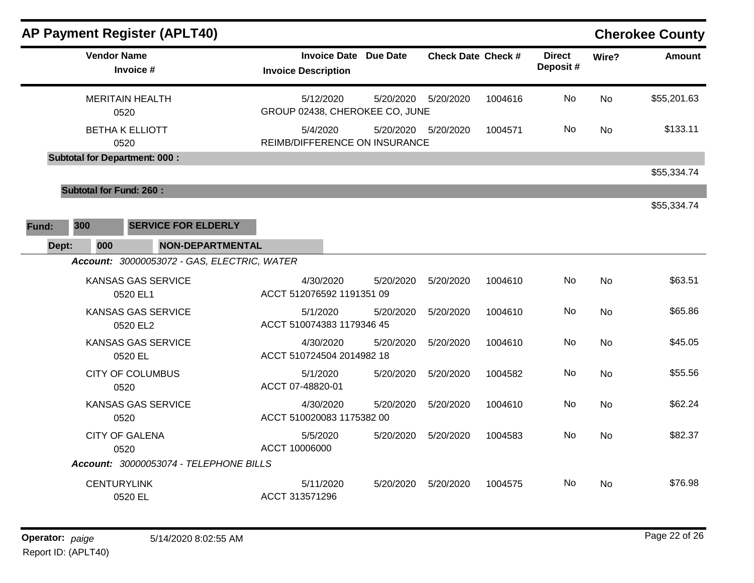## AP Payment Register (APLT40) — Cherokee County

| Vendor Name / Invoice # | Invoice Date / Invoice Description | Due Date | Check Date | Check # | Direct Deposit # | Wire? | Amount |
|---|---|---|---|---|---|---|---|
| MERITAIN HEALTH<br>0520 | 5/12/2020<br>GROUP 02438, CHEROKEE CO, JUNE | 5/20/2020 | 5/20/2020 | 1004616 | No | No | $55,201.63 |
| BETHA K ELLIOTT<br>0520 | 5/4/2020<br>REIMB/DIFFERENCE ON INSURANCE | 5/20/2020 | 5/20/2020 | 1004571 | No | No | $133.11 |
| **Subtotal for Department: 000 :** | | | | | | | $55,334.74 |
| **Subtotal for Fund: 260 :** | | | | | | | $55,334.74 |

**Fund:** 300 **SERVICE FOR ELDERLY**

**Dept:** 000 **NON-DEPARTMENTAL**

***Account:*** *30000053072 - GAS, ELECTRIC, WATER*

| Vendor Name / Invoice # | Invoice Date / Invoice Description | Due Date | Check Date | Check # | Direct Deposit # | Wire? | Amount |
|---|---|---|---|---|---|---|---|
| KANSAS GAS SERVICE<br>0520 EL1 | 4/30/2020<br>ACCT 512076592 1191351 09 | 5/20/2020 | 5/20/2020 | 1004610 | No | No | $63.51 |
| KANSAS GAS SERVICE<br>0520 EL2 | 5/1/2020<br>ACCT 510074383 1179346 45 | 5/20/2020 | 5/20/2020 | 1004610 | No | No | $65.86 |
| KANSAS GAS SERVICE<br>0520 EL | 4/30/2020<br>ACCT 510724504 2014982 18 | 5/20/2020 | 5/20/2020 | 1004610 | No | No | $45.05 |
| CITY OF COLUMBUS<br>0520 | 5/1/2020<br>ACCT 07-48820-01 | 5/20/2020 | 5/20/2020 | 1004582 | No | No | $55.56 |
| KANSAS GAS SERVICE<br>0520 | 4/30/2020<br>ACCT 510020083 1175382 00 | 5/20/2020 | 5/20/2020 | 1004610 | No | No | $62.24 |
| CITY OF GALENA<br>0520 | 5/5/2020<br>ACCT 10006000 | 5/20/2020 | 5/20/2020 | 1004583 | No | No | $82.37 |

***Account:*** *30000053074 - TELEPHONE BILLS*

| Vendor Name / Invoice # | Invoice Date / Invoice Description | Due Date | Check Date | Check # | Direct Deposit # | Wire? | Amount |
|---|---|---|---|---|---|---|---|
| CENTURYLINK<br>0520 EL | 5/11/2020<br>ACCT 313571296 | 5/20/2020 | 5/20/2020 | 1004575 | No | No | $76.98 |

**Operator:** *paige* 5/14/2020 8:02:55 AM
Report ID: (APLT40)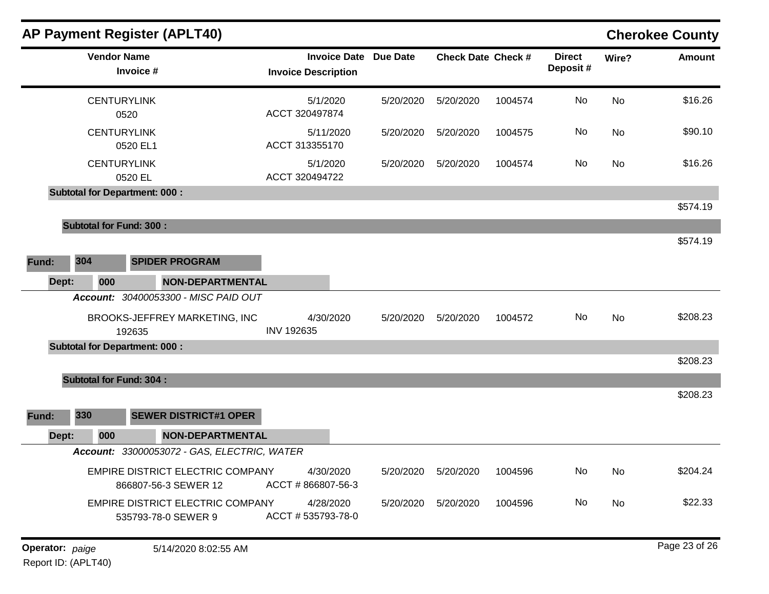## AP Payment Register (APLT40)

**Cherokee County**

| Vendor Name / Invoice # | Invoice Date / Invoice Description | Due Date | Check Date | Check # | Direct Deposit # | Wire? | Amount |
|---|---|---|---|---|---|---|---|
| CENTURYLINK<br>0520 | 5/1/2020<br>ACCT 320497874 | 5/20/2020 | 5/20/2020 | 1004574 | No | No | $16.26 |
| CENTURYLINK<br>0520 EL1 | 5/11/2020<br>ACCT 313355170 | 5/20/2020 | 5/20/2020 | 1004575 | No | No | $90.10 |
| CENTURYLINK<br>0520 EL | 5/1/2020<br>ACCT 320494722 | 5/20/2020 | 5/20/2020 | 1004574 | No | No | $16.26 |
| **Subtotal for Department: 000 :** | | | | | | | $574.19 |
| **Subtotal for Fund: 300 :** | | | | | | | $574.19 |

**Fund:** 304 **SPIDER PROGRAM**

**Dept:** 000 **NON-DEPARTMENTAL**

***Account:*** *30400053300 - MISC PAID OUT*

| Vendor Name / Invoice # | Invoice Date / Invoice Description | Due Date | Check Date | Check # | Direct Deposit # | Wire? | Amount |
|---|---|---|---|---|---|---|---|
| BROOKS-JEFFREY MARKETING, INC<br>192635 | 4/30/2020<br>INV 192635 | 5/20/2020 | 5/20/2020 | 1004572 | No | No | $208.23 |
| **Subtotal for Department: 000 :** | | | | | | | $208.23 |
| **Subtotal for Fund: 304 :** | | | | | | | $208.23 |

**Fund:** 330 **SEWER DISTRICT#1 OPER**

**Dept:** 000 **NON-DEPARTMENTAL**

***Account:*** *33000053072 - GAS, ELECTRIC, WATER*

| Vendor Name / Invoice # | Invoice Date / Invoice Description | Due Date | Check Date | Check # | Direct Deposit # | Wire? | Amount |
|---|---|---|---|---|---|---|---|
| EMPIRE DISTRICT ELECTRIC COMPANY<br>866807-56-3 SEWER 12 | 4/30/2020<br>ACCT # 866807-56-3 | 5/20/2020 | 5/20/2020 | 1004596 | No | No | $204.24 |
| EMPIRE DISTRICT ELECTRIC COMPANY<br>535793-78-0 SEWER 9 | 4/28/2020<br>ACCT # 535793-78-0 | 5/20/2020 | 5/20/2020 | 1004596 | No | No | $22.33 |

**Operator:** *paige* 5/14/2020 8:02:55 AM

Report ID: (APLT40)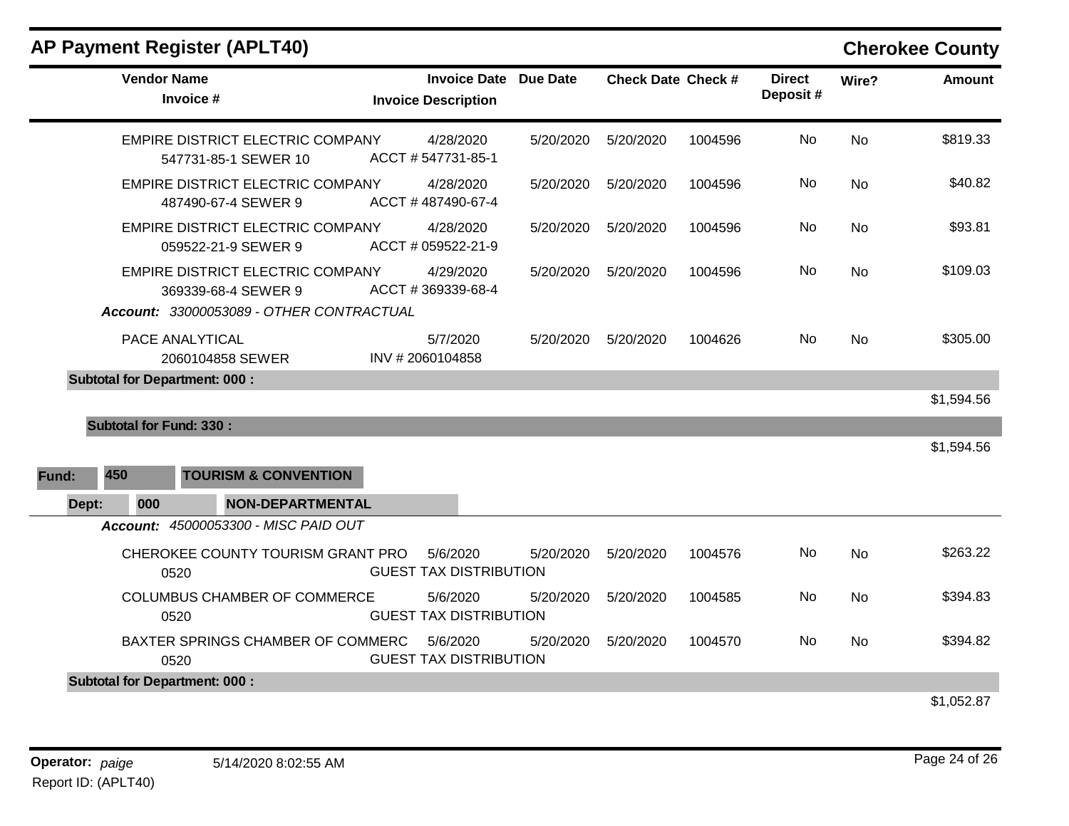## AP Payment Register (APLT40)

**Cherokee County**

| Vendor Name / Invoice # | Invoice Date / Invoice Description | Due Date | Check Date | Check # | Direct Deposit # | Wire? | Amount |
|---|---|---|---|---|---|---|---|
| EMPIRE DISTRICT ELECTRIC COMPANY<br>547731-85-1 SEWER 10 | 4/28/2020<br>ACCT # 547731-85-1 | 5/20/2020 | 5/20/2020 | 1004596 | No | No | $819.33 |
| EMPIRE DISTRICT ELECTRIC COMPANY<br>487490-67-4 SEWER 9 | 4/28/2020<br>ACCT # 487490-67-4 | 5/20/2020 | 5/20/2020 | 1004596 | No | No | $40.82 |
| EMPIRE DISTRICT ELECTRIC COMPANY<br>059522-21-9 SEWER 9 | 4/28/2020<br>ACCT # 059522-21-9 | 5/20/2020 | 5/20/2020 | 1004596 | No | No | $93.81 |
| EMPIRE DISTRICT ELECTRIC COMPANY<br>369339-68-4 SEWER 9 | 4/29/2020<br>ACCT # 369339-68-4 | 5/20/2020 | 5/20/2020 | 1004596 | No | No | $109.03 |
| ***Account:*** *33000053089 - OTHER CONTRACTUAL* | | | | | | | |
| PACE ANALYTICAL<br>2060104858 SEWER | 5/7/2020<br>INV # 2060104858 | 5/20/2020 | 5/20/2020 | 1004626 | No | No | $305.00 |
| **Subtotal for Department: 000 :** | | | | | | | $1,594.56 |
| **Subtotal for Fund: 330 :** | | | | | | | $1,594.56 |

**Fund:** 450 **TOURISM & CONVENTION**

**Dept:** 000 **NON-DEPARTMENTAL**

***Account:*** *45000053300 - MISC PAID OUT*

| Vendor Name / Invoice # | Invoice Date / Invoice Description | Due Date | Check Date | Check # | Direct Deposit # | Wire? | Amount |
|---|---|---|---|---|---|---|---|
| CHEROKEE COUNTY TOURISM GRANT PRO<br>0520 | 5/6/2020<br>GUEST TAX DISTRIBUTION | 5/20/2020 | 5/20/2020 | 1004576 | No | No | $263.22 |
| COLUMBUS CHAMBER OF COMMERCE<br>0520 | 5/6/2020<br>GUEST TAX DISTRIBUTION | 5/20/2020 | 5/20/2020 | 1004585 | No | No | $394.83 |
| BAXTER SPRINGS CHAMBER OF COMMERC<br>0520 | 5/6/2020<br>GUEST TAX DISTRIBUTION | 5/20/2020 | 5/20/2020 | 1004570 | No | No | $394.82 |
| **Subtotal for Department: 000 :** | | | | | | | $1,052.87 |

**Operator:** *paige* 5/14/2020 8:02:55 AM

Report ID: (APLT40)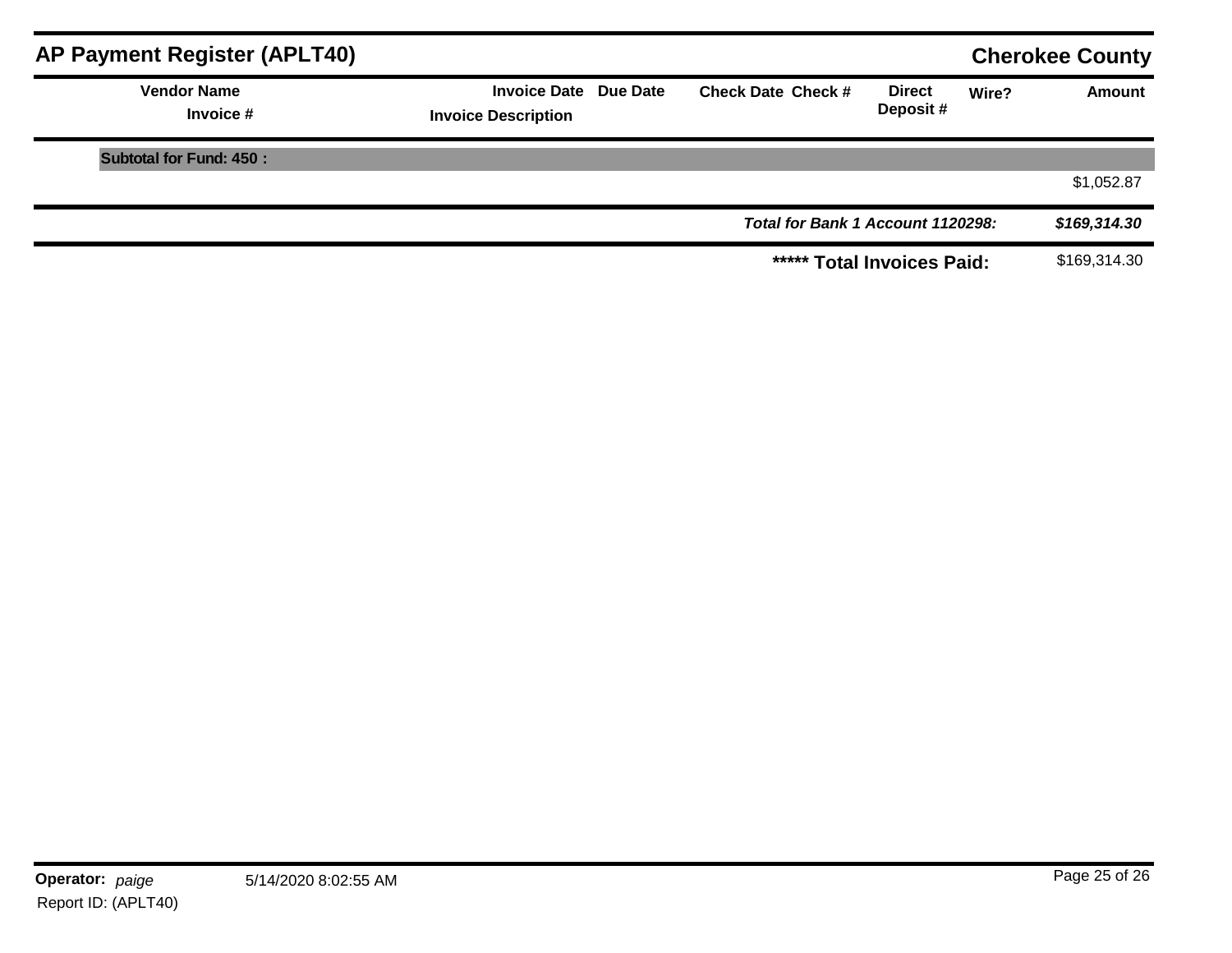## AP Payment Register (APLT40)

**Cherokee County**

| Vendor Name / Invoice # | Invoice Date / Invoice Description | Due Date | Check Date | Check # | Direct Deposit # | Wire? | Amount |
|---|---|---|---|---|---|---|---|
| **Subtotal for Fund: 450 :** | | | | | | | |
| | | | | | | | $1,052.87 |
| | | | | | ***Total for Bank 1 Account 1120298:*** | | ***$169,314.30*** |
| | | | | | **\*\*\*\*\* Total Invoices Paid:** | | $169,314.30 |

**Operator:** *paige* 5/14/2020 8:02:55 AM

Report ID: (APLT40)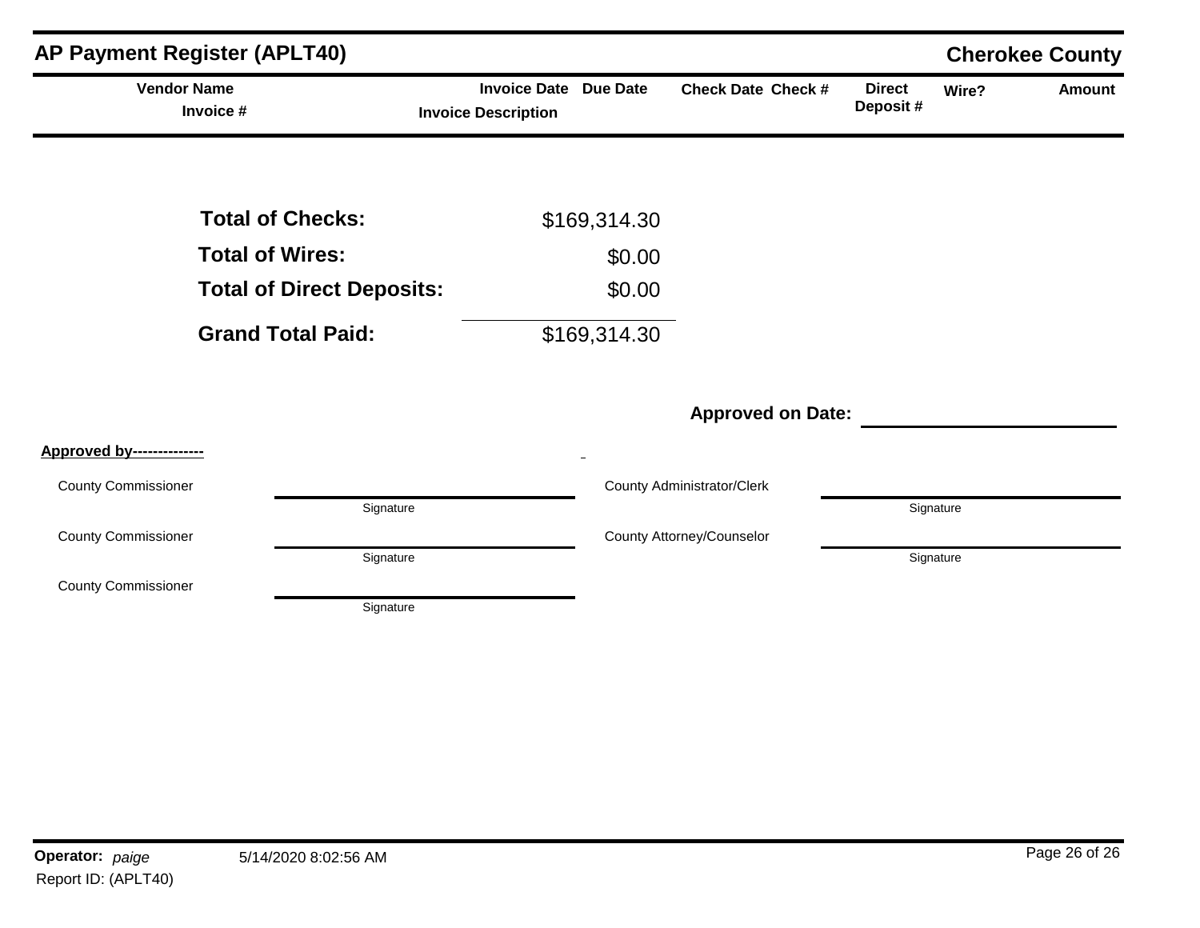## AP Payment Register (APLT40)

**Cherokee County**

| Vendor Name / Invoice # | Invoice Date / Invoice Description | Due Date | Check Date | Check # | Direct Deposit # | Wire? | Amount |
|---|---|---|---|---|---|---|---|

| | |
|---|---|
| **Total of Checks:** | $169,314.30 |
| **Total of Wires:** | $0.00 |
| **Total of Direct Deposits:** | $0.00 |
| **Grand Total Paid:** | $169,314.30 |

**Approved on Date:** ______________________

**Approved by--------------**

County Commissioner ______________________ Signature

County Commissioner ______________________ Signature

County Commissioner ______________________ Signature

County Administrator/Clerk ______________________ Signature

County Attorney/Counselor ______________________ Signature

**Operator:** *paige* 5/14/2020 8:02:56 AM

Report ID: (APLT40)